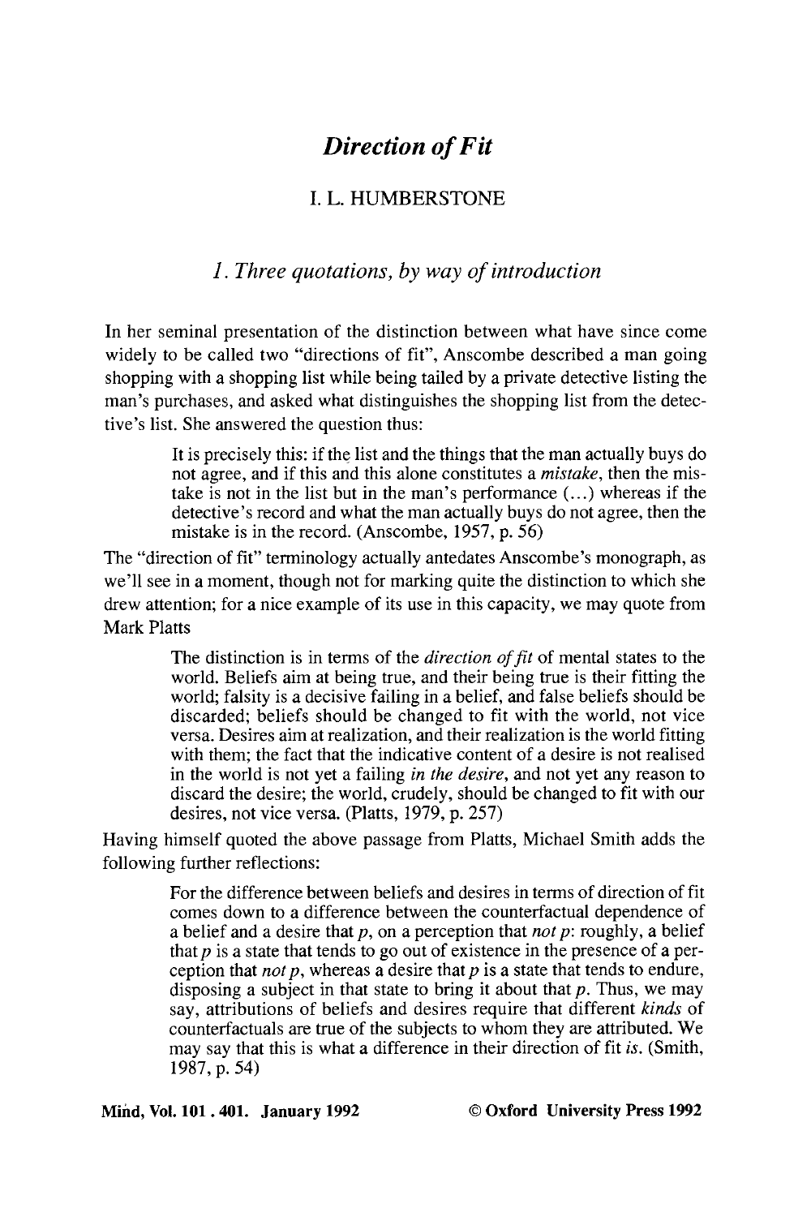# *Direction of Fit*

I. L. HUMBERSTONE

## *1. Three quotations, by way of introduction*

In her seminal presentation of the distinction between what have since come widely to be called two "directions of fit", Anscombe described a man going shopping with a shopping list while being tailed by a private detective listing the man's purchases, and asked what distinguishes the shopping list from the detective's list. She answered the question thus:

> It is precisely this: if the list and the things that the man actually buys do not agree, and if this and this alone constitutes a *mistake*, then the mistake is not in the list but in the man's performance (...) whereas if the detective's record and what the man actually buys do not agree, then the mistake is in the record. (Anscombe, 1957, p. 56)

The "direction of fit" terminology actually antedates Anscombe's monograph, as we'll see in a moment, though not for marking quite the distinction to which she drew attention; for a nice example of its use in this capacity, we may quote from Mark Platts

> The distinction is in terms of the *direction of fit* of mental states to the world. Beliefs aim at being true, and their being true is their fitting the world; falsity is a decisive failing in a belief, and false beliefs should be discarded; beliefs should be changed to fit with the world, not vice versa. Desires aim at realization, and their realization is the world fitting with them; the fact that the indicative content of a desire is not realised in the world is not yet a failing *in the desire*, and not yet any reason to discard the desire; the world, crudely, should be changed to fit with our desires, not vice versa. (Platts, 1979, p. 257)

Having himself quoted the above passage from Platts, Michael Smith adds the following further reflections:

> For the difference between beliefs and desires in terms of direction of fit comes down to a difference between the counterfactual dependence of a belief and a desire that *p*, on a perception that *not p*: roughly, a belief that *p* is a state that tends to go out of existence in the presence of a perception that *not p*, whereas a desire that *p* is a state that tends to endure, disposing a subject in that state to bring it about that *p*. Thus, we may say, attributions of beliefs and desires require that different *kinds* of counterfactuals are true of the subjects to whom they are attributed. We may say that this is what a difference in their direction of fit *is*. (Smith, 1987, p. 54)

**Mind, Vol. 101 . 401. January 1992** **© Oxford University Press 1992**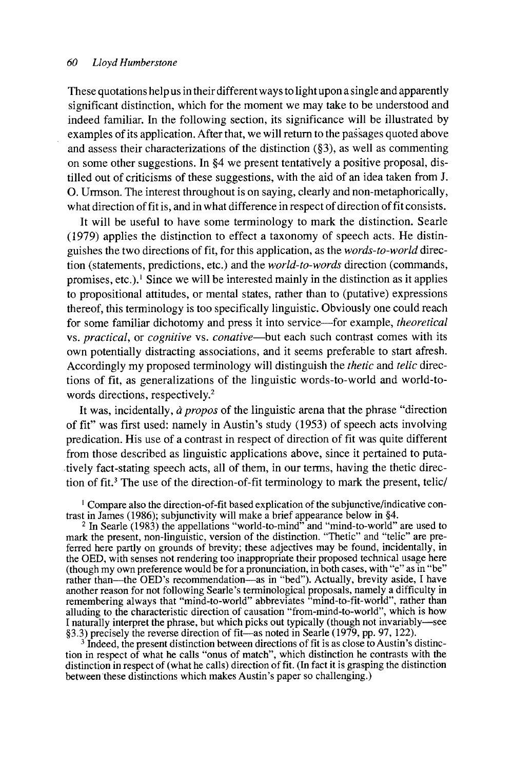These quotations help us in their different ways to light upon a single and apparently significant distinction, which for the moment we may take to be understood and indeed familiar. In the following section, its significance will be illustrated by examples of its application. After that, we will return to the passages quoted above and assess their characterizations of the distinction (§3), as well as commenting on some other suggestions. In §4 we present tentatively a positive proposal, distilled out of criticisms of these suggestions, with the aid of an idea taken from J. O. Urmson. The interest throughout is on saying, clearly and non-metaphorically, what direction of fit is, and in what difference in respect of direction of fit consists.

It will be useful to have some terminology to mark the distinction. Searle (1979) applies the distinction to effect a taxonomy of speech acts. He distinguishes the two directions of fit, for this application, as the *words-to-world* direction (statements, predictions, etc.) and the *world-to-words* direction (commands, promises, etc.).[1] Since we will be interested mainly in the distinction as it applies to propositional attitudes, or mental states, rather than to (putative) expressions thereof, this terminology is too specifically linguistic. Obviously one could reach for some familiar dichotomy and press it into service—for example, *theoretical* vs. *practical*, or *cognitive* vs. *conative*—but each such contrast comes with its own potentially distracting associations, and it seems preferable to start afresh. Accordingly my proposed terminology will distinguish the *thetic* and *telic* directions of fit, as generalizations of the linguistic words-to-world and world-to-words directions, respectively.[2]

It was, incidentally, *à propos* of the linguistic arena that the phrase "direction of fit" was first used: namely in Austin's study (1953) of speech acts involving predication. His use of a contrast in respect of direction of fit was quite different from those described as linguistic applications above, since it pertained to putatively fact-stating speech acts, all of them, in our terms, having the thetic direction of fit.[3] The use of the direction-of-fit terminology to mark the present, telic/

[1] Compare also the direction-of-fit based explication of the subjunctive/indicative contrast in James (1986); subjunctivity will make a brief appearance below in §4.

[2] In Searle (1983) the appellations "world-to-mind" and "mind-to-world" are used to mark the present, non-linguistic, version of the distinction. "Thetic" and "telic" are preferred here partly on grounds of brevity; these adjectives may be found, incidentally, in the OED, with senses not rendering too inappropriate their proposed technical usage here (though my own preference would be for a pronunciation, in both cases, with "e" as in "be" rather than—the OED's recommendation—as in "bed"). Actually, brevity aside, I have another reason for not following Searle's terminological proposals, namely a difficulty in remembering always that "mind-to-world" abbreviates "mind-to-fit-world", rather than alluding to the characteristic direction of causation "from-mind-to-world", which is how I naturally interpret the phrase, but which picks out typically (though not invariably—see §3.3) precisely the reverse direction of fit—as noted in Searle (1979, pp. 97, 122).

[3] Indeed, the present distinction between directions of fit is as close to Austin's distinction in respect of what he calls "onus of match", which distinction he contrasts with the distinction in respect of (what he calls) direction of fit. (In fact it is grasping the distinction between these distinctions which makes Austin's paper so challenging.)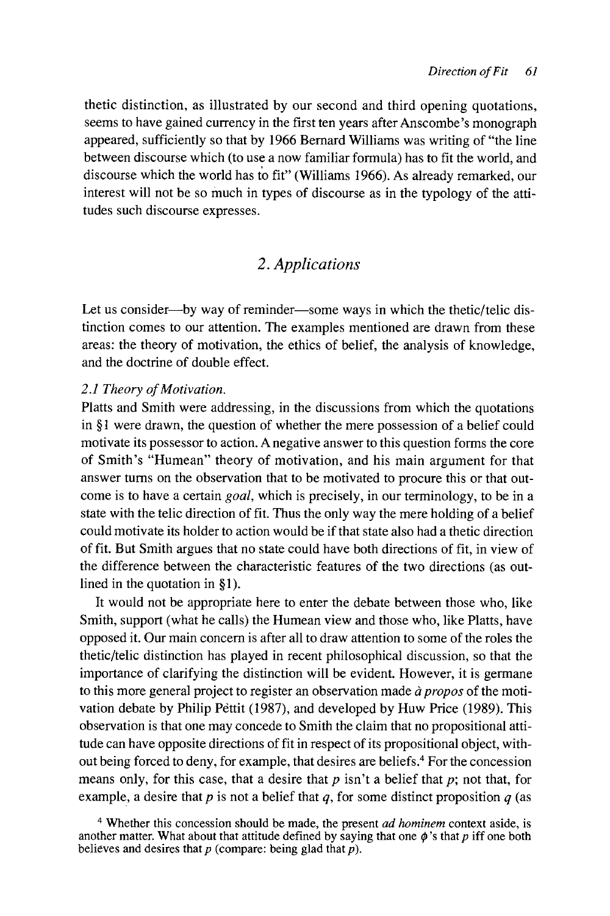thetic distinction, as illustrated by our second and third opening quotations, seems to have gained currency in the first ten years after Anscombe's monograph appeared, sufficiently so that by 1966 Bernard Williams was writing of "the line between discourse which (to use a now familiar formula) has to fit the world, and discourse which the world has to fit" (Williams 1966). As already remarked, our interest will not be so much in types of discourse as in the typology of the attitudes such discourse expresses.

## 2. Applications

Let us consider—by way of reminder—some ways in which the thetic/telic distinction comes to our attention. The examples mentioned are drawn from these areas: the theory of motivation, the ethics of belief, the analysis of knowledge, and the doctrine of double effect.

### 2.1 Theory of Motivation.

Platts and Smith were addressing, in the discussions from which the quotations in §1 were drawn, the question of whether the mere possession of a belief could motivate its possessor to action. A negative answer to this question forms the core of Smith's "Humean" theory of motivation, and his main argument for that answer turns on the observation that to be motivated to procure this or that outcome is to have a certain *goal*, which is precisely, in our terminology, to be in a state with the telic direction of fit. Thus the only way the mere holding of a belief could motivate its holder to action would be if that state also had a thetic direction of fit. But Smith argues that no state could have both directions of fit, in view of the difference between the characteristic features of the two directions (as outlined in the quotation in §1).

It would not be appropriate here to enter the debate between those who, like Smith, support (what he calls) the Humean view and those who, like Platts, have opposed it. Our main concern is after all to draw attention to some of the roles the thetic/telic distinction has played in recent philosophical discussion, so that the importance of clarifying the distinction will be evident. However, it is germane to this more general project to register an observation made *à propos* of the motivation debate by Philip Pettit (1987), and developed by Huw Price (1989). This observation is that one may concede to Smith the claim that no propositional attitude can have opposite directions of fit in respect of its propositional object, without being forced to deny, for example, that desires are beliefs.[4] For the concession means only, for this case, that a desire that $p$ isn't a belief that $p$; not that, for example, a desire that $p$ is not a belief that $q$, for some distinct proposition $q$ (as

[4] Whether this concession should be made, the present *ad hominem* context aside, is another matter. What about that attitude defined by saying that one $\phi$'s that $p$ iff one both believes and desires that $p$ (compare: being glad that $p$).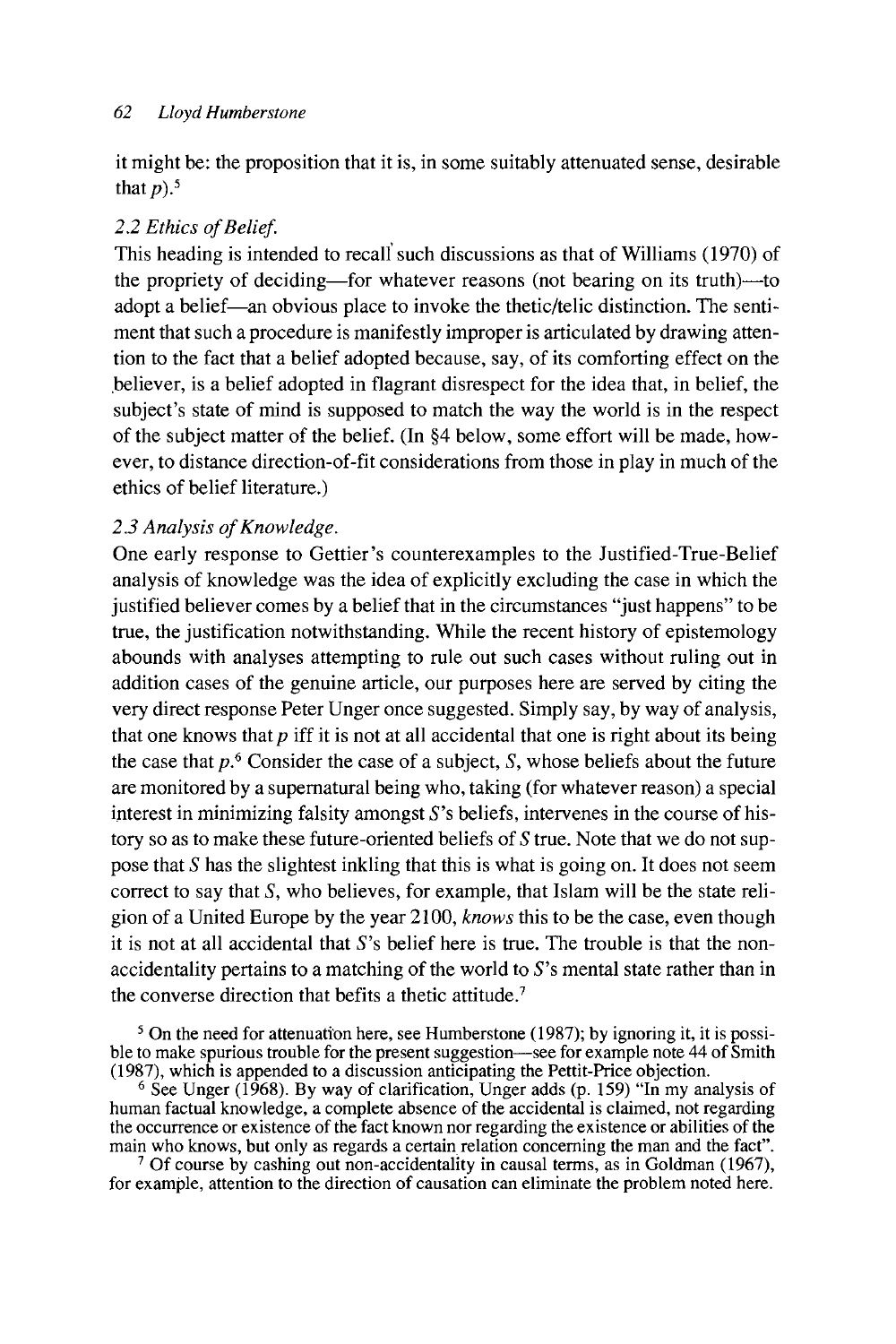it might be: the proposition that it is, in some suitably attenuated sense, desirable that *p*).[5]

### 2.2 Ethics of Belief.

This heading is intended to recall such discussions as that of Williams (1970) of the propriety of deciding—for whatever reasons (not bearing on its truth)—to adopt a belief—an obvious place to invoke the thetic/telic distinction. The sentiment that such a procedure is manifestly improper is articulated by drawing attention to the fact that a belief adopted because, say, of its comforting effect on the believer, is a belief adopted in flagrant disrespect for the idea that, in belief, the subject's state of mind is supposed to match the way the world is in the respect of the subject matter of the belief. (In §4 below, some effort will be made, however, to distance direction-of-fit considerations from those in play in much of the ethics of belief literature.)

### 2.3 Analysis of Knowledge.

One early response to Gettier's counterexamples to the Justified-True-Belief analysis of knowledge was the idea of explicitly excluding the case in which the justified believer comes by a belief that in the circumstances "just happens" to be true, the justification notwithstanding. While the recent history of epistemology abounds with analyses attempting to rule out such cases without ruling out in addition cases of the genuine article, our purposes here are served by citing the very direct response Peter Unger once suggested. Simply say, by way of analysis, that one knows that *p* iff it is not at all accidental that one is right about its being the case that *p*.[6] Consider the case of a subject, *S*, whose beliefs about the future are monitored by a supernatural being who, taking (for whatever reason) a special interest in minimizing falsity amongst *S*'s beliefs, intervenes in the course of history so as to make these future-oriented beliefs of *S* true. Note that we do not suppose that *S* has the slightest inkling that this is what is going on. It does not seem correct to say that *S*, who believes, for example, that Islam will be the state religion of a United Europe by the year 2100, *knows* this to be the case, even though it is not at all accidental that *S*'s belief here is true. The trouble is that the non-accidentality pertains to a matching of the world to *S*'s mental state rather than in the converse direction that befits a thetic attitude.[7]

[5] On the need for attenuation here, see Humberstone (1987); by ignoring it, it is possible to make spurious trouble for the present suggestion—see for example note 44 of Smith (1987), which is appended to a discussion anticipating the Pettit-Price objection.

[6] See Unger (1968). By way of clarification, Unger adds (p. 159) "In my analysis of human factual knowledge, a complete absence of the accidental is claimed, not regarding the occurrence or existence of the fact known nor regarding the existence or abilities of the main who knows, but only as regards a certain relation concerning the man and the fact".

[7] Of course by cashing out non-accidentality in causal terms, as in Goldman (1967), for example, attention to the direction of causation can eliminate the problem noted here.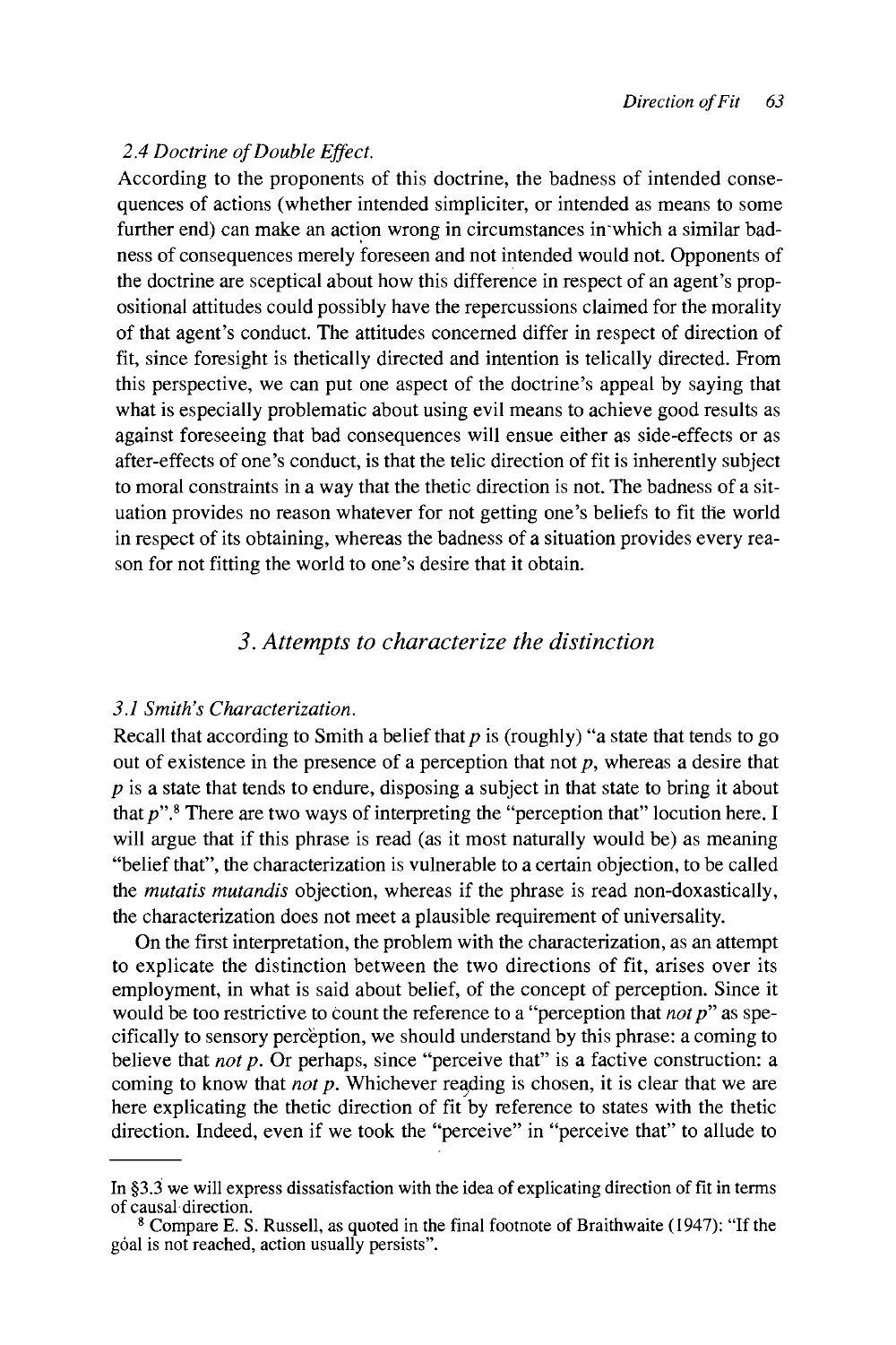### 2.4 Doctrine of Double Effect.

According to the proponents of this doctrine, the badness of intended consequences of actions (whether intended simpliciter, or intended as means to some further end) can make an action wrong in circumstances in which a similar badness of consequences merely foreseen and not intended would not. Opponents of the doctrine are sceptical about how this difference in respect of an agent's propositional attitudes could possibly have the repercussions claimed for the morality of that agent's conduct. The attitudes concerned differ in respect of direction of fit, since foresight is thetically directed and intention is telically directed. From this perspective, we can put one aspect of the doctrine's appeal by saying that what is especially problematic about using evil means to achieve good results as against foreseeing that bad consequences will ensue either as side-effects or as after-effects of one's conduct, is that the telic direction of fit is inherently subject to moral constraints in a way that the thetic direction is not. The badness of a situation provides no reason whatever for not getting one's beliefs to fit the world in respect of its obtaining, whereas the badness of a situation provides every reason for not fitting the world to one's desire that it obtain.

## 3. Attempts to characterize the distinction

### 3.1 Smith's Characterization.

Recall that according to Smith a belief that *p* is (roughly) "a state that tends to go out of existence in the presence of a perception that not *p*, whereas a desire that *p* is a state that tends to endure, disposing a subject in that state to bring it about that *p*".[8] There are two ways of interpreting the "perception that" locution here. I will argue that if this phrase is read (as it most naturally would be) as meaning "belief that", the characterization is vulnerable to a certain objection, to be called the *mutatis mutandis* objection, whereas if the phrase is read non-doxastically, the characterization does not meet a plausible requirement of universality.

On the first interpretation, the problem with the characterization, as an attempt to explicate the distinction between the two directions of fit, arises over its employment, in what is said about belief, of the concept of perception. Since it would be too restrictive to count the reference to a "perception that *not p*" as specifically to sensory perception, we should understand by this phrase: a coming to believe that *not p*. Or perhaps, since "perceive that" is a factive construction: a coming to know that *not p*. Whichever reading is chosen, it is clear that we are here explicating the thetic direction of fit by reference to states with the thetic direction. Indeed, even if we took the "perceive" in "perceive that" to allude to

---

In §3.3 we will express dissatisfaction with the idea of explicating direction of fit in terms of causal direction.

[8] Compare E. S. Russell, as quoted in the final footnote of Braithwaite (1947): "If the goal is not reached, action usually persists".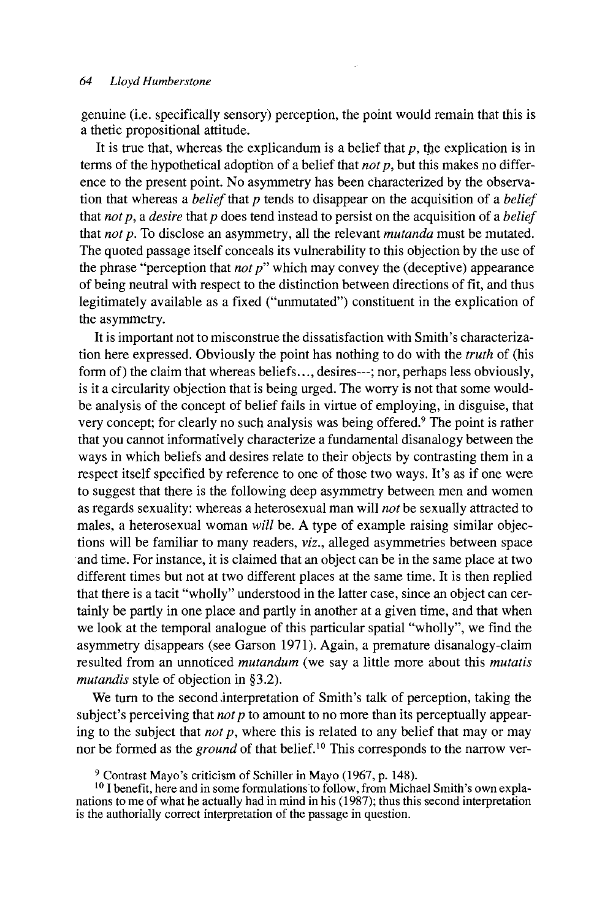genuine (i.e. specifically sensory) perception, the point would remain that this is a thetic propositional attitude.

It is true that, whereas the explicandum is a belief that *p*, the explication is in terms of the hypothetical adoption of a belief that *not p*, but this makes no difference to the present point. No asymmetry has been characterized by the observation that whereas a *belief* that *p* tends to disappear on the acquisition of a *belief* that *not p*, a *desire* that *p* does tend instead to persist on the acquisition of a *belief* that *not p*. To disclose an asymmetry, all the relevant *mutanda* must be mutated. The quoted passage itself conceals its vulnerability to this objection by the use of the phrase "perception that *not p*" which may convey the (deceptive) appearance of being neutral with respect to the distinction between directions of fit, and thus legitimately available as a fixed ("unmutated") constituent in the explication of the asymmetry.

It is important not to misconstrue the dissatisfaction with Smith's characterization here expressed. Obviously the point has nothing to do with the *truth* of (his form of) the claim that whereas beliefs..., desires---; nor, perhaps less obviously, is it a circularity objection that is being urged. The worry is not that some would-be analysis of the concept of belief fails in virtue of employing, in disguise, that very concept; for clearly no such analysis was being offered.[9] The point is rather that you cannot informatively characterize a fundamental disanalogy between the ways in which beliefs and desires relate to their objects by contrasting them in a respect itself specified by reference to one of those two ways. It's as if one were to suggest that there is the following deep asymmetry between men and women as regards sexuality: whereas a heterosexual man will *not* be sexually attracted to males, a heterosexual woman *will* be. A type of example raising similar objections will be familiar to many readers, *viz.*, alleged asymmetries between space and time. For instance, it is claimed that an object can be in the same place at two different times but not at two different places at the same time. It is then replied that there is a tacit "wholly" understood in the latter case, since an object can certainly be partly in one place and partly in another at a given time, and that when we look at the temporal analogue of this particular spatial "wholly", we find the asymmetry disappears (see Garson 1971). Again, a premature disanalogy-claim resulted from an unnoticed *mutandum* (we say a little more about this *mutatis mutandis* style of objection in §3.2).

We turn to the second interpretation of Smith's talk of perception, taking the subject's perceiving that *not p* to amount to no more than its perceptually appearing to the subject that *not p*, where this is related to any belief that may or may nor be formed as the *ground* of that belief.[10] This corresponds to the narrow ver-

[9] Contrast Mayo's criticism of Schiller in Mayo (1967, p. 148).

[10] I benefit, here and in some formulations to follow, from Michael Smith's own explanations to me of what he actually had in mind in his (1987); thus this second interpretation is the authorially correct interpretation of the passage in question.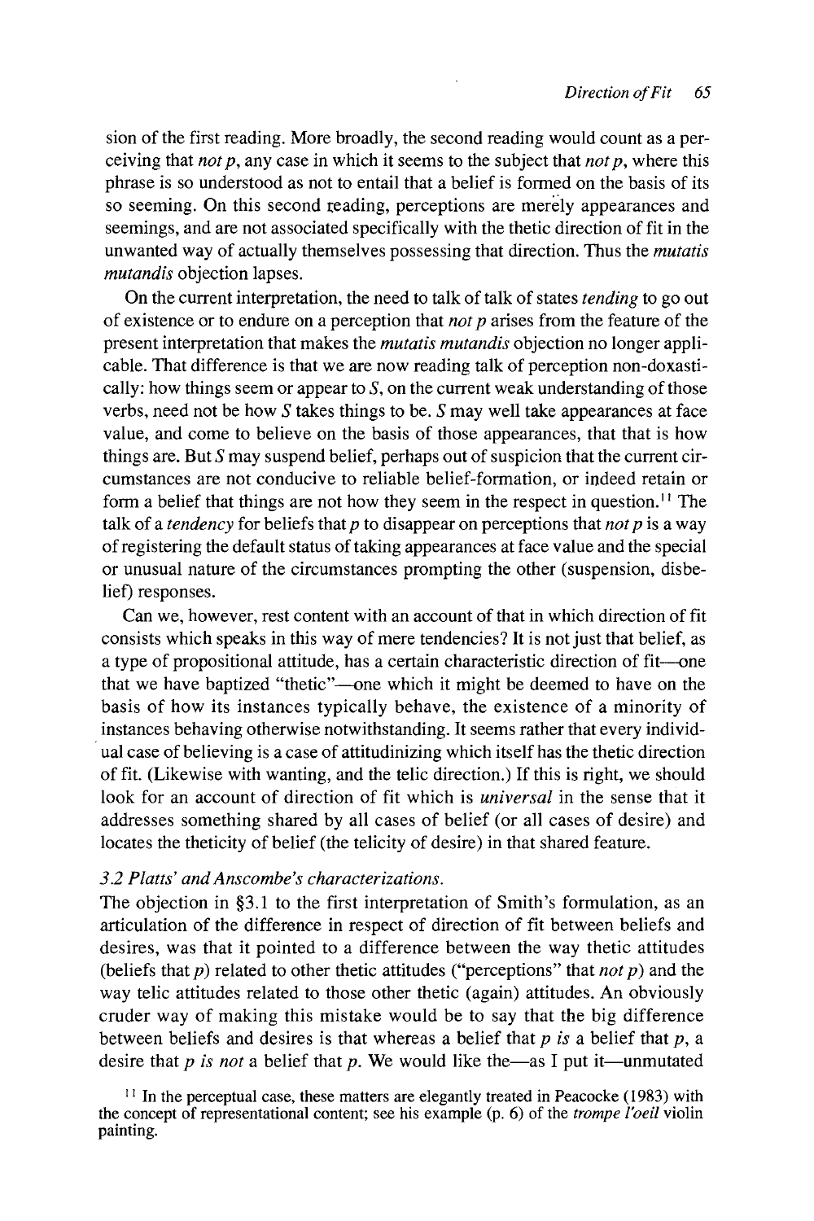sion of the first reading. More broadly, the second reading would count as a perceiving that *not p*, any case in which it seems to the subject that *not p*, where this phrase is so understood as not to entail that a belief is formed on the basis of its so seeming. On this second reading, perceptions are merely appearances and seemings, and are not associated specifically with the thetic direction of fit in the unwanted way of actually themselves possessing that direction. Thus the *mutatis mutandis* objection lapses.

On the current interpretation, the need to talk of talk of states *tending* to go out of existence or to endure on a perception that *not p* arises from the feature of the present interpretation that makes the *mutatis mutandis* objection no longer applicable. That difference is that we are now reading talk of perception non-doxastically: how things seem or appear to *S*, on the current weak understanding of those verbs, need not be how *S* takes things to be. *S* may well take appearances at face value, and come to believe on the basis of those appearances, that that is how things are. But *S* may suspend belief, perhaps out of suspicion that the current circumstances are not conducive to reliable belief-formation, or indeed retain or form a belief that things are not how they seem in the respect in question.[11] The talk of a *tendency* for beliefs that *p* to disappear on perceptions that *not p* is a way of registering the default status of taking appearances at face value and the special or unusual nature of the circumstances prompting the other (suspension, disbelief) responses.

Can we, however, rest content with an account of that in which direction of fit consists which speaks in this way of mere tendencies? It is not just that belief, as a type of propositional attitude, has a certain characteristic direction of fit—one that we have baptized "thetic"—one which it might be deemed to have on the basis of how its instances typically behave, the existence of a minority of instances behaving otherwise notwithstanding. It seems rather that every individual case of believing is a case of attitudinizing which itself has the thetic direction of fit. (Likewise with wanting, and the telic direction.) If this is right, we should look for an account of direction of fit which is *universal* in the sense that it addresses something shared by all cases of belief (or all cases of desire) and locates the theticity of belief (the telicity of desire) in that shared feature.

### *3.2 Platts' and Anscombe's characterizations.*

The objection in §3.1 to the first interpretation of Smith's formulation, as an articulation of the difference in respect of direction of fit between beliefs and desires, was that it pointed to a difference between the way thetic attitudes (beliefs that *p*) related to other thetic attitudes ("perceptions" that *not p*) and the way telic attitudes related to those other thetic (again) attitudes. An obviously cruder way of making this mistake would be to say that the big difference between beliefs and desires is that whereas a belief that *p is* a belief that *p*, a desire that *p is not* a belief that *p*. We would like the—as I put it—unmutated

[11] In the perceptual case, these matters are elegantly treated in Peacocke (1983) with the concept of representational content; see his example (p. 6) of the *trompe l'oeil* violin painting.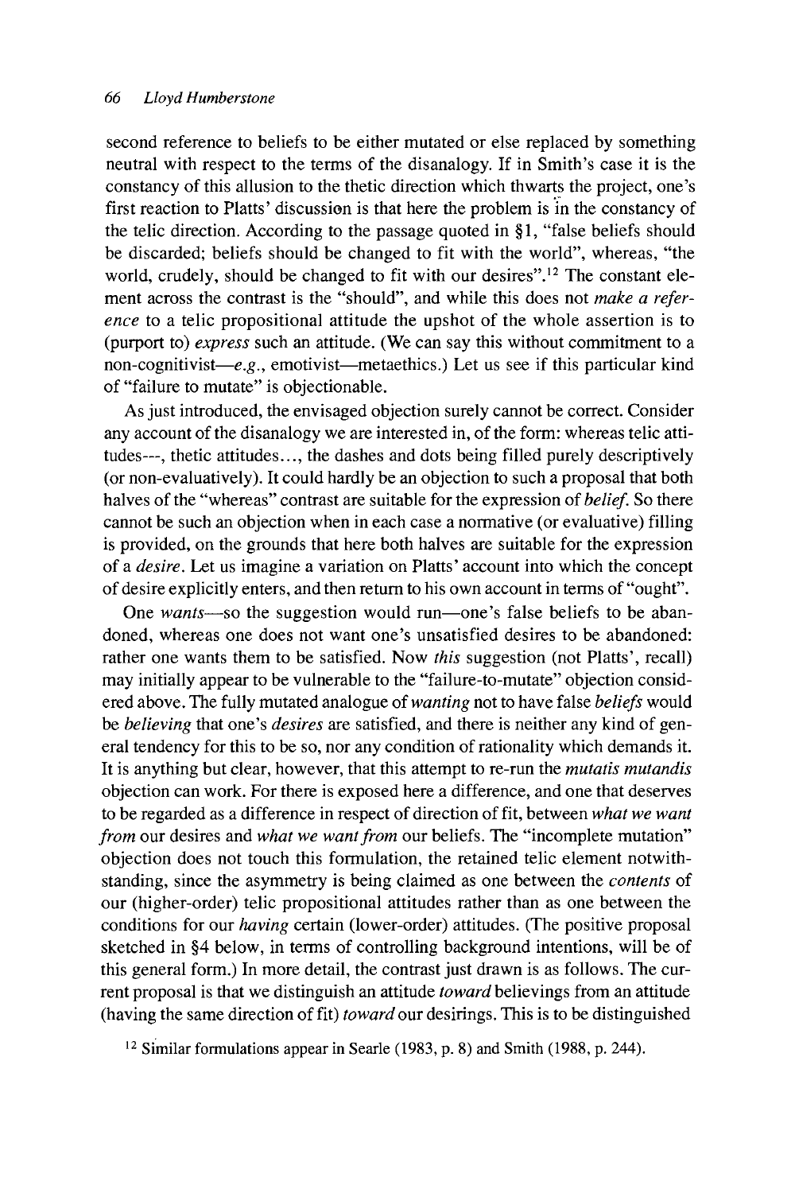second reference to beliefs to be either mutated or else replaced by something neutral with respect to the terms of the disanalogy. If in Smith's case it is the constancy of this allusion to the thetic direction which thwarts the project, one's first reaction to Platts' discussion is that here the problem is in the constancy of the telic direction. According to the passage quoted in §1, "false beliefs should be discarded; beliefs should be changed to fit with the world", whereas, "the world, crudely, should be changed to fit with our desires".[12] The constant element across the contrast is the "should", and while this does not *make a reference* to a telic propositional attitude the upshot of the whole assertion is to (purport to) *express* such an attitude. (We can say this without commitment to a non-cognitivist—*e.g.*, emotivist—metaethics.) Let us see if this particular kind of "failure to mutate" is objectionable.

As just introduced, the envisaged objection surely cannot be correct. Consider any account of the disanalogy we are interested in, of the form: whereas telic attitudes---, thetic attitudes..., the dashes and dots being filled purely descriptively (or non-evaluatively). It could hardly be an objection to such a proposal that both halves of the "whereas" contrast are suitable for the expression of *belief*. So there cannot be such an objection when in each case a normative (or evaluative) filling is provided, on the grounds that here both halves are suitable for the expression of a *desire*. Let us imagine a variation on Platts' account into which the concept of desire explicitly enters, and then return to his own account in terms of "ought".

One *wants*—so the suggestion would run—one's false beliefs to be abandoned, whereas one does not want one's unsatisfied desires to be abandoned: rather one wants them to be satisfied. Now *this* suggestion (not Platts', recall) may initially appear to be vulnerable to the "failure-to-mutate" objection considered above. The fully mutated analogue of *wanting* not to have false *beliefs* would be *believing* that one's *desires* are satisfied, and there is neither any kind of general tendency for this to be so, nor any condition of rationality which demands it. It is anything but clear, however, that this attempt to re-run the *mutatis mutandis* objection can work. For there is exposed here a difference, and one that deserves to be regarded as a difference in respect of direction of fit, between *what we want from* our desires and *what we want from* our beliefs. The "incomplete mutation" objection does not touch this formulation, the retained telic element notwithstanding, since the asymmetry is being claimed as one between the *contents* of our (higher-order) telic propositional attitudes rather than as one between the conditions for our *having* certain (lower-order) attitudes. (The positive proposal sketched in §4 below, in terms of controlling background intentions, will be of this general form.) In more detail, the contrast just drawn is as follows. The current proposal is that we distinguish an attitude *toward* believings from an attitude (having the same direction of fit) *toward* our desirings. This is to be distinguished

[12] Similar formulations appear in Searle (1983, p. 8) and Smith (1988, p. 244).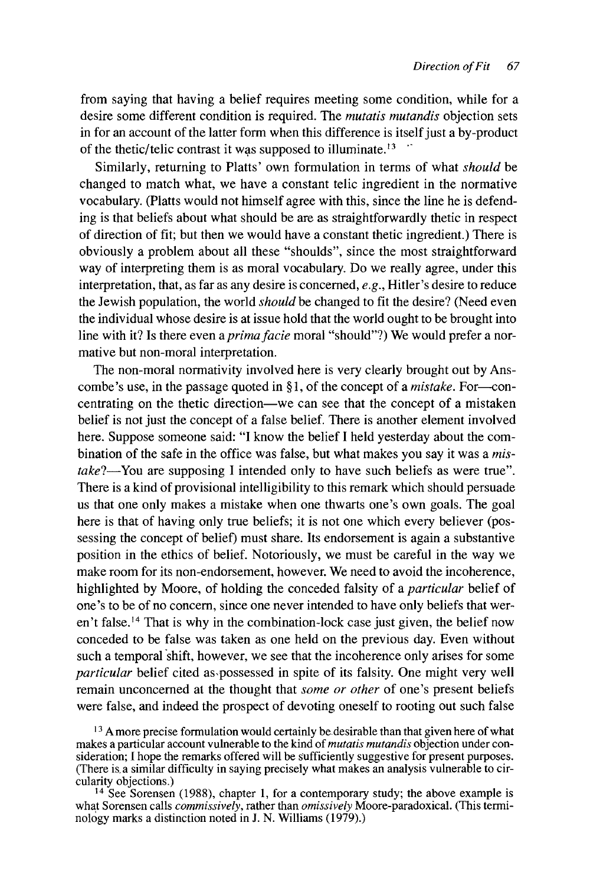from saying that having a belief requires meeting some condition, while for a desire some different condition is required. The *mutatis mutandis* objection sets in for an account of the latter form when this difference is itself just a by-product of the thetic/telic contrast it was supposed to illuminate.[13]

Similarly, returning to Platts' own formulation in terms of what *should* be changed to match what, we have a constant telic ingredient in the normative vocabulary. (Platts would not himself agree with this, since the line he is defending is that beliefs about what should be are as straightforwardly thetic in respect of direction of fit; but then we would have a constant thetic ingredient.) There is obviously a problem about all these "shoulds", since the most straightforward way of interpreting them is as moral vocabulary. Do we really agree, under this interpretation, that, as far as any desire is concerned, *e.g.*, Hitler's desire to reduce the Jewish population, the world *should* be changed to fit the desire? (Need even the individual whose desire is at issue hold that the world ought to be brought into line with it? Is there even a *prima facie* moral "should"?) We would prefer a normative but non-moral interpretation.

The non-moral normativity involved here is very clearly brought out by Anscombe's use, in the passage quoted in §1, of the concept of a *mistake*. For—concentrating on the thetic direction—we can see that the concept of a mistaken belief is not just the concept of a false belief. There is another element involved here. Suppose someone said: "I know the belief I held yesterday about the combination of the safe in the office was false, but what makes you say it was a *mistake*?—You are supposing I intended only to have such beliefs as were true". There is a kind of provisional intelligibility to this remark which should persuade us that one only makes a mistake when one thwarts one's own goals. The goal here is that of having only true beliefs; it is not one which every believer (possessing the concept of belief) must share. Its endorsement is again a substantive position in the ethics of belief. Notoriously, we must be careful in the way we make room for its non-endorsement, however. We need to avoid the incoherence, highlighted by Moore, of holding the conceded falsity of a *particular* belief of one's to be of no concern, since one never intended to have only beliefs that weren't false.[14] That is why in the combination-lock case just given, the belief now conceded to be false was taken as one held on the previous day. Even without such a temporal shift, however, we see that the incoherence only arises for some *particular* belief cited as possessed in spite of its falsity. One might very well remain unconcerned at the thought that *some or other* of one's present beliefs were false, and indeed the prospect of devoting oneself to rooting out such false

[13] A more precise formulation would certainly be desirable than that given here of what makes a particular account vulnerable to the kind of *mutatis mutandis* objection under consideration; I hope the remarks offered will be sufficiently suggestive for present purposes. (There is a similar difficulty in saying precisely what makes an analysis vulnerable to circularity objections.)

[14] See Sorensen (1988), chapter 1, for a contemporary study; the above example is what Sorensen calls *commissively*, rather than *omissively* Moore-paradoxical. (This terminology marks a distinction noted in J. N. Williams (1979).)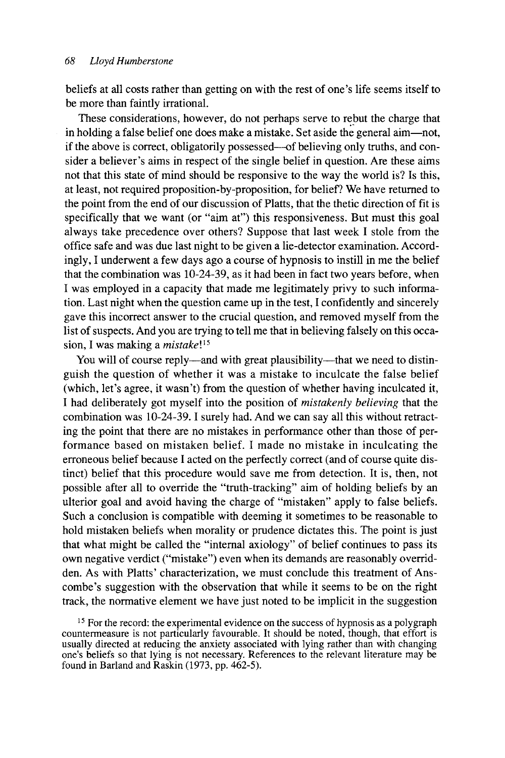beliefs at all costs rather than getting on with the rest of one's life seems itself to be more than faintly irrational.

These considerations, however, do not perhaps serve to rebut the charge that in holding a false belief one does make a mistake. Set aside the general aim—not, if the above is correct, obligatorily possessed—of believing only truths, and consider a believer's aims in respect of the single belief in question. Are these aims not that this state of mind should be responsive to the way the world is? Is this, at least, not required proposition-by-proposition, for belief? We have returned to the point from the end of our discussion of Platts, that the thetic direction of fit is specifically that we want (or "aim at") this responsiveness. But must this goal always take precedence over others? Suppose that last week I stole from the office safe and was due last night to be given a lie-detector examination. Accordingly, I underwent a few days ago a course of hypnosis to instill in me the belief that the combination was 10-24-39, as it had been in fact two years before, when I was employed in a capacity that made me legitimately privy to such information. Last night when the question came up in the test, I confidently and sincerely gave this incorrect answer to the crucial question, and removed myself from the list of suspects. And you are trying to tell me that in believing falsely on this occasion, I was making a *mistake*![15]

You will of course reply—and with great plausibility—that we need to distinguish the question of whether it was a mistake to inculcate the false belief (which, let's agree, it wasn't) from the question of whether having inculcated it, I had deliberately got myself into the position of *mistakenly believing* that the combination was 10-24-39. I surely had. And we can say all this without retracting the point that there are no mistakes in performance other than those of performance based on mistaken belief. I made no mistake in inculcating the erroneous belief because I acted on the perfectly correct (and of course quite distinct) belief that this procedure would save me from detection. It is, then, not possible after all to override the "truth-tracking" aim of holding beliefs by an ulterior goal and avoid having the charge of "mistaken" apply to false beliefs. Such a conclusion is compatible with deeming it sometimes to be reasonable to hold mistaken beliefs when morality or prudence dictates this. The point is just that what might be called the "internal axiology" of belief continues to pass its own negative verdict ("mistake") even when its demands are reasonably overridden. As with Platts' characterization, we must conclude this treatment of Anscombe's suggestion with the observation that while it seems to be on the right track, the normative element we have just noted to be implicit in the suggestion

[15] For the record: the experimental evidence on the success of hypnosis as a polygraph countermeasure is not particularly favourable. It should be noted, though, that effort is usually directed at reducing the anxiety associated with lying rather than with changing one's beliefs so that lying is not necessary. References to the relevant literature may be found in Barland and Raskin (1973, pp. 462-5).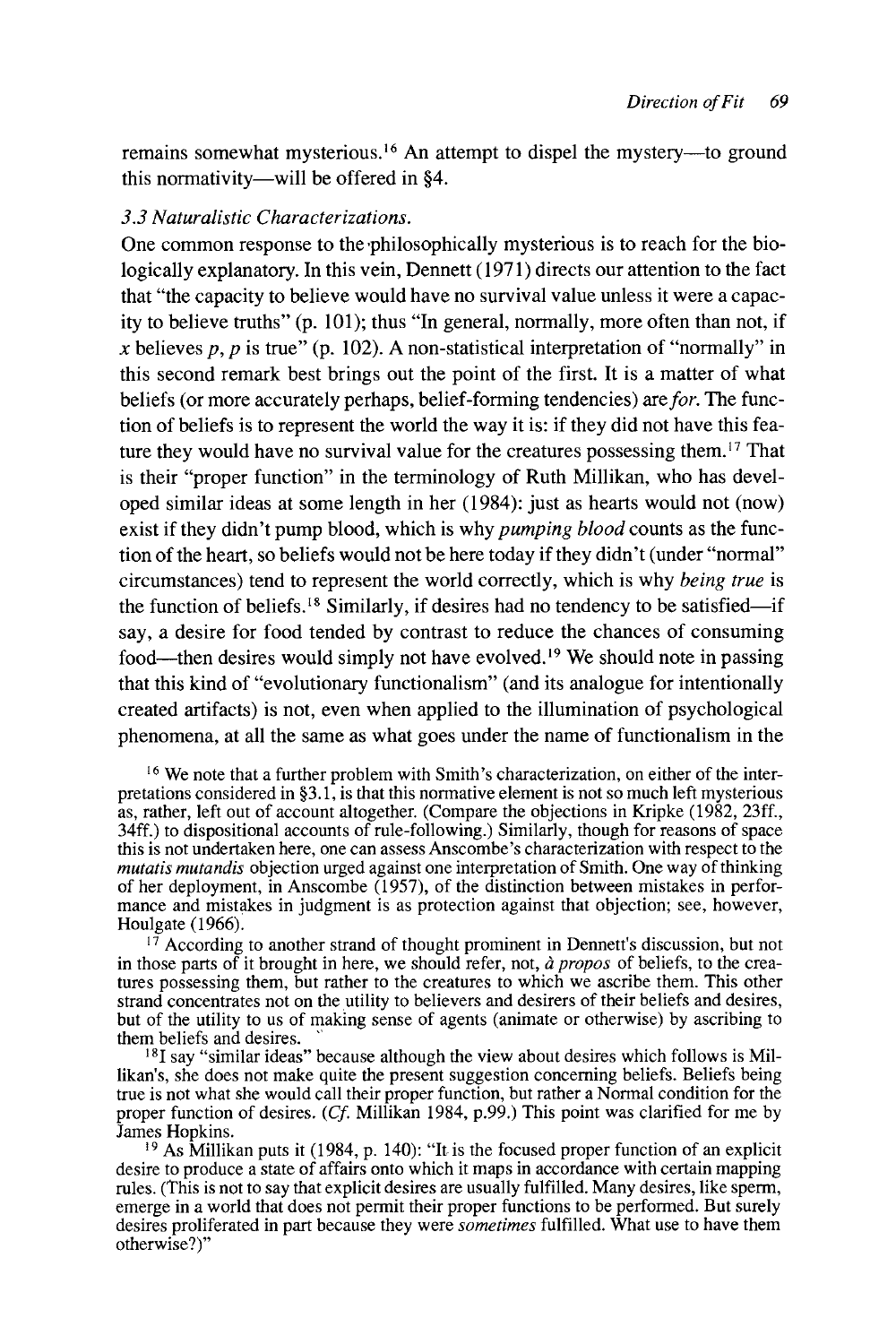remains somewhat mysterious.[16] An attempt to dispel the mystery—to ground this normativity—will be offered in §4.

### *3.3 Naturalistic Characterizations.*

One common response to the philosophically mysterious is to reach for the biologically explanatory. In this vein, Dennett (1971) directs our attention to the fact that "the capacity to believe would have no survival value unless it were a capacity to believe truths" (p. 101); thus "In general, normally, more often than not, if *x* believes *p*, *p* is true" (p. 102). A non-statistical interpretation of "normally" in this second remark best brings out the point of the first. It is a matter of what beliefs (or more accurately perhaps, belief-forming tendencies) are *for*. The function of beliefs is to represent the world the way it is: if they did not have this feature they would have no survival value for the creatures possessing them.[17] That is their "proper function" in the terminology of Ruth Millikan, who has developed similar ideas at some length in her (1984): just as hearts would not (now) exist if they didn't pump blood, which is why *pumping blood* counts as the function of the heart, so beliefs would not be here today if they didn't (under "normal" circumstances) tend to represent the world correctly, which is why *being true* is the function of beliefs.[18] Similarly, if desires had no tendency to be satisfied—if say, a desire for food tended by contrast to reduce the chances of consuming food—then desires would simply not have evolved.[19] We should note in passing that this kind of "evolutionary functionalism" (and its analogue for intentionally created artifacts) is not, even when applied to the illumination of psychological phenomena, at all the same as what goes under the name of functionalism in the

[16] We note that a further problem with Smith's characterization, on either of the interpretations considered in §3.1, is that this normative element is not so much left mysterious as, rather, left out of account altogether. (Compare the objections in Kripke (1982, 23ff., 34ff.) to dispositional accounts of rule-following.) Similarly, though for reasons of space this is not undertaken here, one can assess Anscombe's characterization with respect to the *mutatis mutandis* objection urged against one interpretation of Smith. One way of thinking of her deployment, in Anscombe (1957), of the distinction between mistakes in performance and mistakes in judgment is as protection against that objection; see, however, Houlgate (1966).

[17] According to another strand of thought prominent in Dennett's discussion, but not in those parts of it brought in here, we should refer, not, *à propos* of beliefs, to the creatures possessing them, but rather to the creatures to which we ascribe them. This other strand concentrates not on the utility to believers and desirers of their beliefs and desires, but of the utility to us of making sense of agents (animate or otherwise) by ascribing to them beliefs and desires.

[18] I say "similar ideas" because although the view about desires which follows is Millikan's, she does not make quite the present suggestion concerning beliefs. Beliefs being true is not what she would call their proper function, but rather a Normal condition for the proper function of desires. (*Cf.* Millikan 1984, p.99.) This point was clarified for me by James Hopkins.

[19] As Millikan puts it (1984, p. 140): "It is the focused proper function of an explicit desire to produce a state of affairs onto which it maps in accordance with certain mapping rules. (This is not to say that explicit desires are usually fulfilled. Many desires, like sperm, emerge in a world that does not permit their proper functions to be performed. But surely desires proliferated in part because they were *sometimes* fulfilled. What use to have them otherwise?)"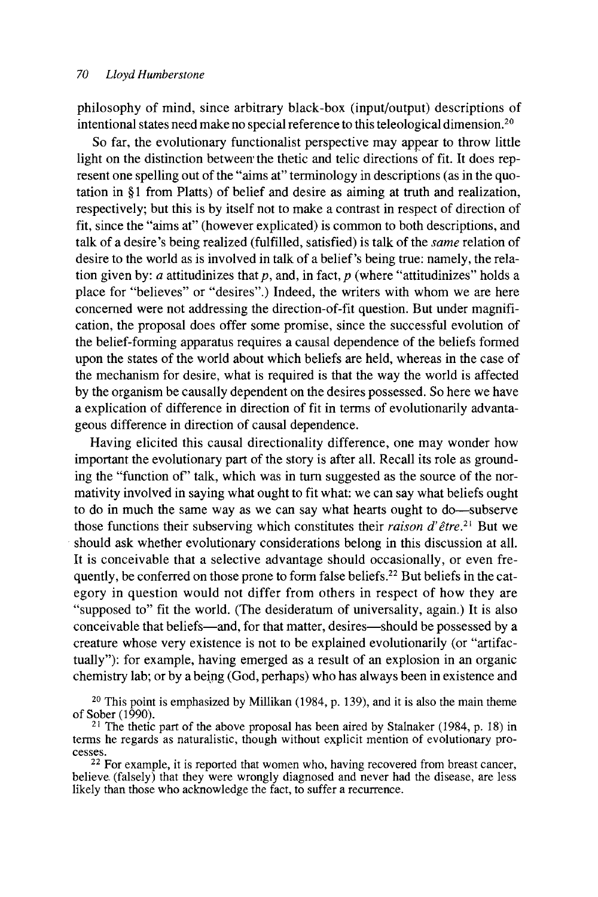philosophy of mind, since arbitrary black-box (input/output) descriptions of intentional states need make no special reference to this teleological dimension.[20]

So far, the evolutionary functionalist perspective may appear to throw little light on the distinction between the thetic and telic directions of fit. It does represent one spelling out of the "aims at" terminology in descriptions (as in the quotation in §1 from Platts) of belief and desire as aiming at truth and realization, respectively; but this is by itself not to make a contrast in respect of direction of fit, since the "aims at" (however explicated) is common to both descriptions, and talk of a desire's being realized (fulfilled, satisfied) is talk of the *same* relation of desire to the world as is involved in talk of a belief's being true: namely, the relation given by: *a* attitudinizes that *p*, and, in fact, *p* (where "attitudinizes" holds a place for "believes" or "desires".) Indeed, the writers with whom we are here concerned were not addressing the direction-of-fit question. But under magnification, the proposal does offer some promise, since the successful evolution of the belief-forming apparatus requires a causal dependence of the beliefs formed upon the states of the world about which beliefs are held, whereas in the case of the mechanism for desire, what is required is that the way the world is affected by the organism be causally dependent on the desires possessed. So here we have a explication of difference in direction of fit in terms of evolutionarily advantageous difference in direction of causal dependence.

Having elicited this causal directionality difference, one may wonder how important the evolutionary part of the story is after all. Recall its role as grounding the "function of" talk, which was in turn suggested as the source of the normativity involved in saying what ought to fit what: we can say what beliefs ought to do in much the same way as we can say what hearts ought to do—subserve those functions their subserving which constitutes their *raison d'être*.[21] But we should ask whether evolutionary considerations belong in this discussion at all. It is conceivable that a selective advantage should occasionally, or even frequently, be conferred on those prone to form false beliefs.[22] But beliefs in the category in question would not differ from others in respect of how they are "supposed to" fit the world. (The desideratum of universality, again.) It is also conceivable that beliefs—and, for that matter, desires—should be possessed by a creature whose very existence is not to be explained evolutionarily (or "artifactually"): for example, having emerged as a result of an explosion in an organic chemistry lab; or by a being (God, perhaps) who has always been in existence and

[20] This point is emphasized by Millikan (1984, p. 139), and it is also the main theme of Sober (1990).

[21] The thetic part of the above proposal has been aired by Stalnaker (1984, p. 18) in terms he regards as naturalistic, though without explicit mention of evolutionary processes.

[22] For example, it is reported that women who, having recovered from breast cancer, believe (falsely) that they were wrongly diagnosed and never had the disease, are less likely than those who acknowledge the fact, to suffer a recurrence.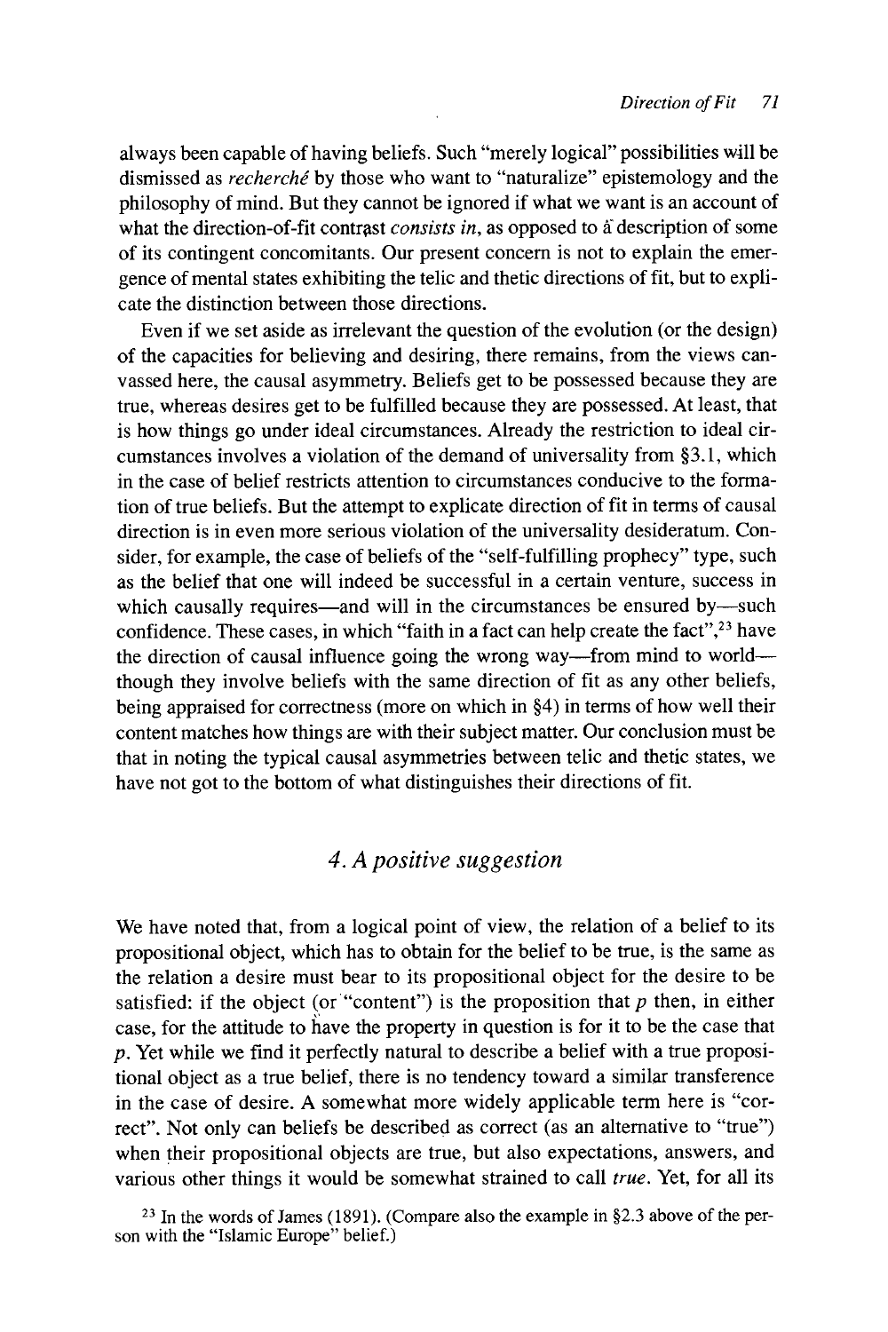always been capable of having beliefs. Such "merely logical" possibilities will be dismissed as *recherché* by those who want to "naturalize" epistemology and the philosophy of mind. But they cannot be ignored if what we want is an account of what the direction-of-fit contrast *consists in*, as opposed to a description of some of its contingent concomitants. Our present concern is not to explain the emergence of mental states exhibiting the telic and thetic directions of fit, but to explicate the distinction between those directions.

Even if we set aside as irrelevant the question of the evolution (or the design) of the capacities for believing and desiring, there remains, from the views canvassed here, the causal asymmetry. Beliefs get to be possessed because they are true, whereas desires get to be fulfilled because they are possessed. At least, that is how things go under ideal circumstances. Already the restriction to ideal circumstances involves a violation of the demand of universality from §3.1, which in the case of belief restricts attention to circumstances conducive to the formation of true beliefs. But the attempt to explicate direction of fit in terms of causal direction is in even more serious violation of the universality desideratum. Consider, for example, the case of beliefs of the "self-fulfilling prophecy" type, such as the belief that one will indeed be successful in a certain venture, success in which causally requires—and will in the circumstances be ensured by—such confidence. These cases, in which "faith in a fact can help create the fact",[23] have the direction of causal influence going the wrong way—from mind to world—though they involve beliefs with the same direction of fit as any other beliefs, being appraised for correctness (more on which in §4) in terms of how well their content matches how things are with their subject matter. Our conclusion must be that in noting the typical causal asymmetries between telic and thetic states, we have not got to the bottom of what distinguishes their directions of fit.

## *4. A positive suggestion*

We have noted that, from a logical point of view, the relation of a belief to its propositional object, which has to obtain for the belief to be true, is the same as the relation a desire must bear to its propositional object for the desire to be satisfied: if the object (or "content") is the proposition that $p$ then, in either case, for the attitude to have the property in question is for it to be the case that $p$. Yet while we find it perfectly natural to describe a belief with a true propositional object as a true belief, there is no tendency toward a similar transference in the case of desire. A somewhat more widely applicable term here is "correct". Not only can beliefs be described as correct (as an alternative to "true") when their propositional objects are true, but also expectations, answers, and various other things it would be somewhat strained to call *true*. Yet, for all its

[23] In the words of James (1891). (Compare also the example in §2.3 above of the person with the "Islamic Europe" belief.)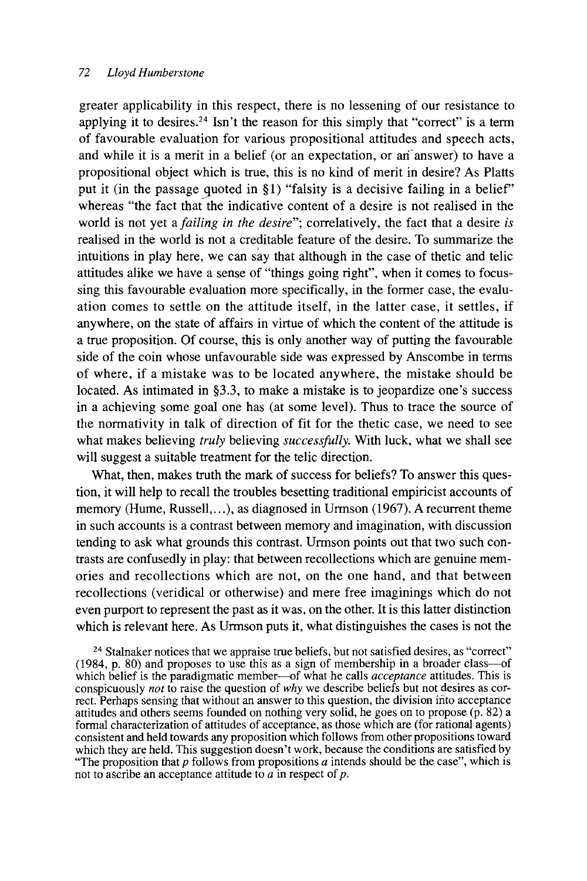greater applicability in this respect, there is no lessening of our resistance to applying it to desires.[24] Isn't the reason for this simply that "correct" is a term of favourable evaluation for various propositional attitudes and speech acts, and while it is a merit in a belief (or an expectation, or an answer) to have a propositional object which is true, this is no kind of merit in desire? As Platts put it (in the passage quoted in §1) "falsity is a decisive failing in a belief" whereas "the fact that the indicative content of a desire is not realised in the world is not yet a *failing in the desire*"; correlatively, the fact that a desire *is* realised in the world is not a creditable feature of the desire. To summarize the intuitions in play here, we can say that although in the case of thetic and telic attitudes alike we have a sense of "things going right", when it comes to focussing this favourable evaluation more specifically, in the former case, the evaluation comes to settle on the attitude itself, in the latter case, it settles, if anywhere, on the state of affairs in virtue of which the content of the attitude is a true proposition. Of course, this is only another way of putting the favourable side of the coin whose unfavourable side was expressed by Anscombe in terms of where, if a mistake was to be located anywhere, the mistake should be located. As intimated in §3.3, to make a mistake is to jeopardize one's success in a achieving some goal one has (at some level). Thus to trace the source of the normativity in talk of direction of fit for the thetic case, we need to see what makes believing *truly* believing *successfully*. With luck, what we shall see will suggest a suitable treatment for the telic direction.

What, then, makes truth the mark of success for beliefs? To answer this question, it will help to recall the troubles besetting traditional empiricist accounts of memory (Hume, Russell,...), as diagnosed in Urmson (1967). A recurrent theme in such accounts is a contrast between memory and imagination, with discussion tending to ask what grounds this contrast. Urmson points out that two such contrasts are confusedly in play: that between recollections which are genuine memories and recollections which are not, on the one hand, and that between recollections (veridical or otherwise) and mere free imaginings which do not even purport to represent the past as it was, on the other. It is this latter distinction which is relevant here. As Urmson puts it, what distinguishes the cases is not the

[24] Stalnaker notices that we appraise true beliefs, but not satisfied desires, as "correct" (1984, p. 80) and proposes to use this as a sign of membership in a broader class—of which belief is the paradigmatic member—of what he calls *acceptance* attitudes. This is conspicuously *not* to raise the question of *why* we describe beliefs but not desires as correct. Perhaps sensing that without an answer to this question, the division into acceptance attitudes and others seems founded on nothing very solid, he goes on to propose (p. 82) a formal characterization of attitudes of acceptance, as those which are (for rational agents) consistent and held towards any proposition which follows from other propositions toward which they are held. This suggestion doesn't work, because the conditions are satisfied by "The proposition that $p$ follows from propositions $a$ intends should be the case", which is not to ascribe an acceptance attitude to $a$ in respect of $p$.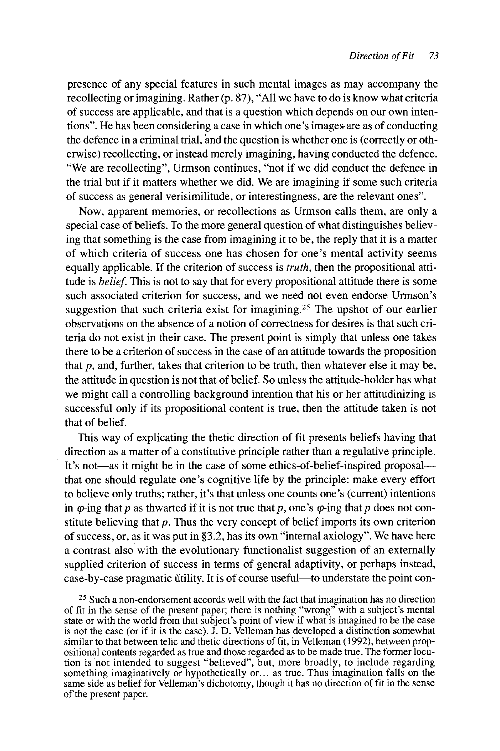presence of any special features in such mental images as may accompany the recollecting or imagining. Rather (p. 87), "All we have to do is know what criteria of success are applicable, and that is a question which depends on our own intentions". He has been considering a case in which one's images are as of conducting the defence in a criminal trial, and the question is whether one is (correctly or otherwise) recollecting, or instead merely imagining, having conducted the defence. "We are recollecting", Urmson continues, "not if we did conduct the defence in the trial but if it matters whether we did. We are imagining if some such criteria of success as general verisimilitude, or interestingness, are the relevant ones".

Now, apparent memories, or recollections as Urmson calls them, are only a special case of beliefs. To the more general question of what distinguishes believing that something is the case from imagining it to be, the reply that it is a matter of which criteria of success one has chosen for one's mental activity seems equally applicable. If the criterion of success is *truth*, then the propositional attitude is *belief*. This is not to say that for every propositional attitude there is some such associated criterion for success, and we need not even endorse Urmson's suggestion that such criteria exist for imagining.[25] The upshot of our earlier observations on the absence of a notion of correctness for desires is that such criteria do not exist in their case. The present point is simply that unless one takes there to be a criterion of success in the case of an attitude towards the proposition that *p*, and, further, takes that criterion to be truth, then whatever else it may be, the attitude in question is not that of belief. So unless the attitude-holder has what we might call a controlling background intention that his or her attitudinizing is successful only if its propositional content is true, then the attitude taken is not that of belief.

This way of explicating the thetic direction of fit presents beliefs having that direction as a matter of a constitutive principle rather than a regulative principle. It's not—as it might be in the case of some ethics-of-belief-inspired proposal—that one should regulate one's cognitive life by the principle: make every effort to believe only truths; rather, it's that unless one counts one's (current) intentions in $\varphi$-ing that *p* as thwarted if it is not true that *p*, one's $\varphi$-ing that *p* does not constitute believing that *p*. Thus the very concept of belief imports its own criterion of success, or, as it was put in §3.2, has its own "internal axiology". We have here a contrast also with the evolutionary functionalist suggestion of an externally supplied criterion of success in terms of general adaptivity, or perhaps instead, case-by-case pragmatic utility. It is of course useful—to understate the point con-

[25] Such a non-endorsement accords well with the fact that imagination has no direction of fit in the sense of the present paper; there is nothing "wrong" with a subject's mental state or with the world from that subject's point of view if what is imagined to be the case is not the case (or if it is the case). J. D. Velleman has developed a distinction somewhat similar to that between telic and thetic directions of fit, in Velleman (1992), between propositional contents regarded as true and those regarded as to be made true. The former locution is not intended to suggest "believed", but, more broadly, to include regarding something imaginatively or hypothetically or... as true. Thus imagination falls on the same side as belief for Velleman's dichotomy, though it has no direction of fit in the sense of the present paper.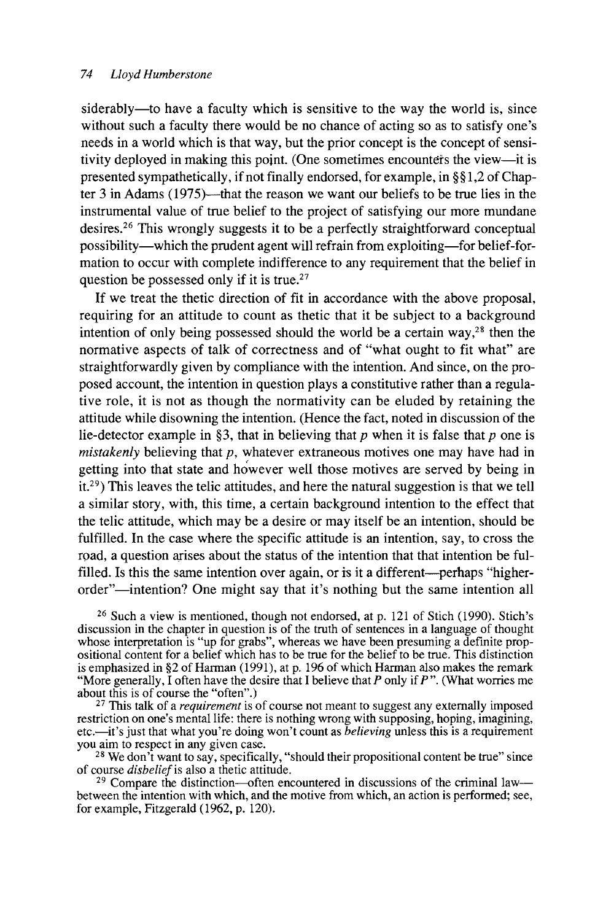siderably—to have a faculty which is sensitive to the way the world is, since without such a faculty there would be no chance of acting so as to satisfy one's needs in a world which is that way, but the prior concept is the concept of sensitivity deployed in making this point. (One sometimes encounters the view—it is presented sympathetically, if not finally endorsed, for example, in §§1,2 of Chapter 3 in Adams (1975)—that the reason we want our beliefs to be true lies in the instrumental value of true belief to the project of satisfying our more mundane desires.[26] This wrongly suggests it to be a perfectly straightforward conceptual possibility—which the prudent agent will refrain from exploiting—for belief-formation to occur with complete indifference to any requirement that the belief in question be possessed only if it is true.[27]

If we treat the thetic direction of fit in accordance with the above proposal, requiring for an attitude to count as thetic that it be subject to a background intention of only being possessed should the world be a certain way,[28] then the normative aspects of talk of correctness and of "what ought to fit what" are straightforwardly given by compliance with the intention. And since, on the proposed account, the intention in question plays a constitutive rather than a regulative role, it is not as though the normativity can be eluded by retaining the attitude while disowning the intention. (Hence the fact, noted in discussion of the lie-detector example in §3, that in believing that *p* when it is false that *p* one is *mistakenly* believing that *p*, whatever extraneous motives one may have had in getting into that state and however well those motives are served by being in it.[29]) This leaves the telic attitudes, and here the natural suggestion is that we tell a similar story, with, this time, a certain background intention to the effect that the telic attitude, which may be a desire or may itself be an intention, should be fulfilled. In the case where the specific attitude is an intention, say, to cross the road, a question arises about the status of the intention that that intention be fulfilled. Is this the same intention over again, or is it a different—perhaps "higher-order"—intention? One might say that it's nothing but the same intention all

[26] Such a view is mentioned, though not endorsed, at p. 121 of Stich (1990). Stich's discussion in the chapter in question is of the truth of sentences in a language of thought whose interpretation is "up for grabs", whereas we have been presuming a definite propositional content for a belief which has to be true for the belief to be true. This distinction is emphasized in §2 of Harman (1991), at p. 196 of which Harman also makes the remark "More generally, I often have the desire that I believe that *P* only if *P*". (What worries me about this is of course the "often".)

[27] This talk of a *requirement* is of course not meant to suggest any externally imposed restriction on one's mental life: there is nothing wrong with supposing, hoping, imagining, etc.—it's just that what you're doing won't count as *believing* unless this is a requirement you aim to respect in any given case.

[28] We don't want to say, specifically, "should their propositional content be true" since of course *disbelief* is also a thetic attitude.

[29] Compare the distinction—often encountered in discussions of the criminal law—between the intention with which, and the motive from which, an action is performed; see, for example, Fitzgerald (1962, p. 120).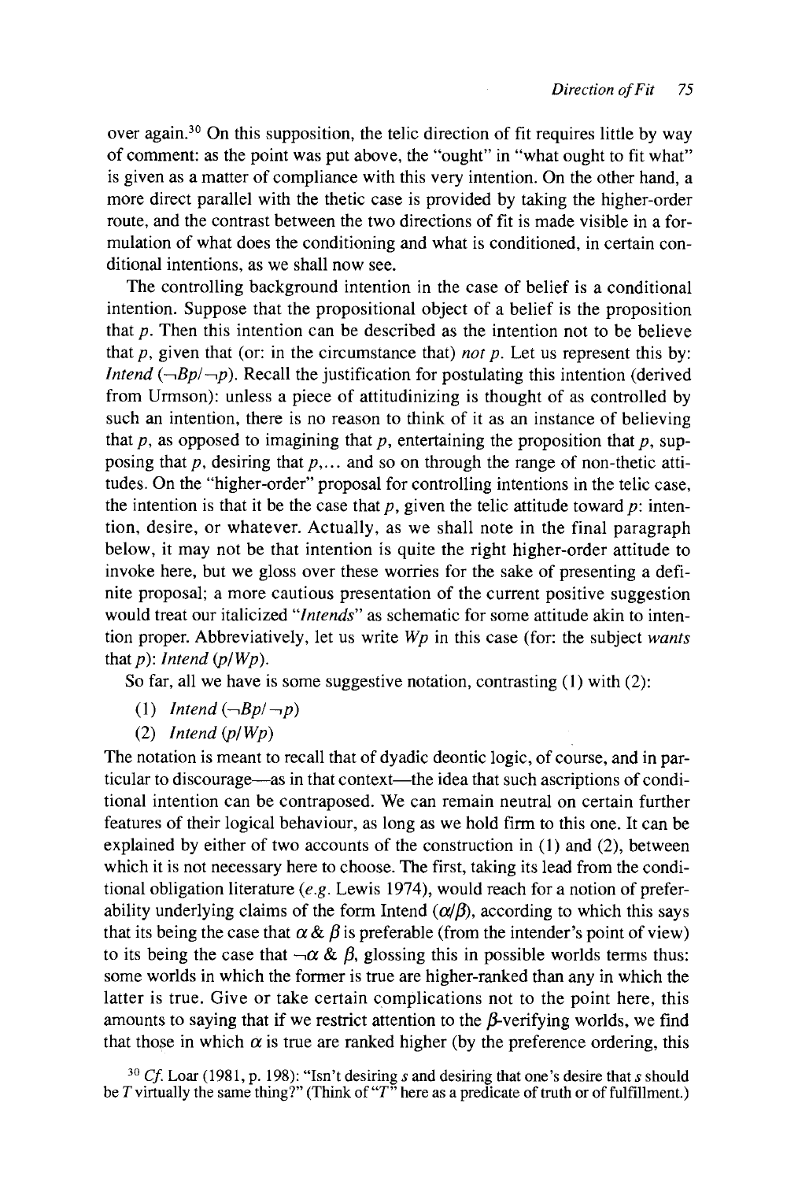over again.[30] On this supposition, the telic direction of fit requires little by way of comment: as the point was put above, the "ought" in "what ought to fit what" is given as a matter of compliance with this very intention. On the other hand, a more direct parallel with the thetic case is provided by taking the higher-order route, and the contrast between the two directions of fit is made visible in a formulation of what does the conditioning and what is conditioned, in certain conditional intentions, as we shall now see.

The controlling background intention in the case of belief is a conditional intention. Suppose that the propositional object of a belief is the proposition that $p$. Then this intention can be described as the intention not to be believe that $p$, given that (or: in the circumstance that) *not* $p$. Let us represent this by: *Intend* $(\neg Bp/\neg p)$. Recall the justification for postulating this intention (derived from Urmson): unless a piece of attitudinizing is thought of as controlled by such an intention, there is no reason to think of it as an instance of believing that $p$, as opposed to imagining that $p$, entertaining the proposition that $p$, supposing that $p$, desiring that $p$,... and so on through the range of non-thetic attitudes. On the "higher-order" proposal for controlling intentions in the telic case, the intention is that it be the case that $p$, given the telic attitude toward $p$: intention, desire, or whatever. Actually, as we shall note in the final paragraph below, it may not be that intention is quite the right higher-order attitude to invoke here, but we gloss over these worries for the sake of presenting a definite proposal; a more cautious presentation of the current positive suggestion would treat our italicized "*Intends*" as schematic for some attitude akin to intention proper. Abbreviatively, let us write $Wp$ in this case (for: the subject *wants* that $p$): *Intend* $(p/Wp)$.

So far, all we have is some suggestive notation, contrasting (1) with (2):

(1) *Intend* $(\neg Bp/\neg p)$

(2) *Intend* $(p/Wp)$

The notation is meant to recall that of dyadic deontic logic, of course, and in particular to discourage—as in that context—the idea that such ascriptions of conditional intention can be contraposed. We can remain neutral on certain further features of their logical behaviour, as long as we hold firm to this one. It can be explained by either of two accounts of the construction in (1) and (2), between which it is not necessary here to choose. The first, taking its lead from the conditional obligation literature (*e.g.* Lewis 1974), would reach for a notion of preferability underlying claims of the form Intend $(\alpha/\beta)$, according to which this says that its being the case that $\alpha \,\&\, \beta$ is preferable (from the intender's point of view) to its being the case that $\neg\alpha \,\&\, \beta$, glossing this in possible worlds terms thus: some worlds in which the former is true are higher-ranked than any in which the latter is true. Give or take certain complications not to the point here, this amounts to saying that if we restrict attention to the $\beta$-verifying worlds, we find that those in which $\alpha$ is true are ranked higher (by the preference ordering, this

[30] *Cf.* Loar (1981, p. 198): "Isn't desiring $s$ and desiring that one's desire that $s$ should be $T$ virtually the same thing?" (Think of "$T$" here as a predicate of truth or of fulfillment.)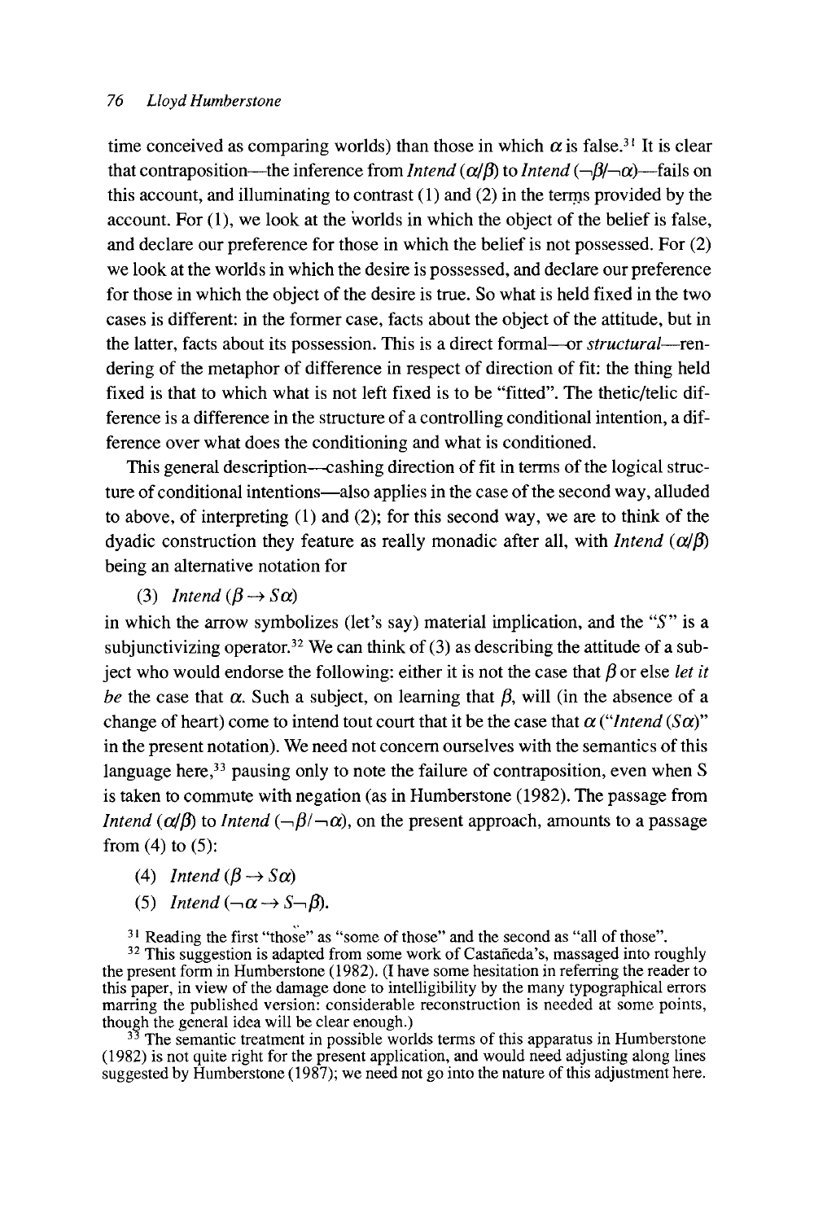time conceived as comparing worlds) than those in which $\alpha$ is false.[31] It is clear that contraposition—the inference from *Intend* $(\alpha/\beta)$ to *Intend* $(\neg\beta/\neg\alpha)$—fails on this account, and illuminating to contrast (1) and (2) in the terms provided by the account. For (1), we look at the worlds in which the object of the belief is false, and declare our preference for those in which the belief is not possessed. For (2) we look at the worlds in which the desire is possessed, and declare our preference for those in which the object of the desire is true. So what is held fixed in the two cases is different: in the former case, facts about the object of the attitude, but in the latter, facts about its possession. This is a direct formal—or *structural*—rendering of the metaphor of difference in respect of direction of fit: the thing held fixed is that to which what is not left fixed is to be "fitted". The thetic/telic difference is a difference in the structure of a controlling conditional intention, a difference over what does the conditioning and what is conditioned.

This general description—cashing direction of fit in terms of the logical structure of conditional intentions—also applies in the case of the second way, alluded to above, of interpreting (1) and (2); for this second way, we are to think of the dyadic construction they feature as really monadic after all, with *Intend* $(\alpha/\beta)$ being an alternative notation for

(3) *Intend* $(\beta \rightarrow S\alpha)$

in which the arrow symbolizes (let's say) material implication, and the "$S$" is a subjunctivizing operator.[32] We can think of (3) as describing the attitude of a subject who would endorse the following: either it is not the case that $\beta$ or else *let it be* the case that $\alpha$. Such a subject, on learning that $\beta$, will (in the absence of a change of heart) come to intend tout court that it be the case that $\alpha$ ("*Intend* $(S\alpha)$" in the present notation). We need not concern ourselves with the semantics of this language here,[33] pausing only to note the failure of contraposition, even when S is taken to commute with negation (as in Humberstone (1982). The passage from *Intend* $(\alpha/\beta)$ to *Intend* $(\neg\beta/\neg\alpha)$, on the present approach, amounts to a passage from (4) to (5):

(4) *Intend* $(\beta \rightarrow S\alpha)$

(5) *Intend* $(\neg\alpha \rightarrow S\neg\beta)$.

[31] Reading the first "those" as "some of those" and the second as "all of those".

[32] This suggestion is adapted from some work of Castañeda's, massaged into roughly the present form in Humberstone (1982). (I have some hesitation in referring the reader to this paper, in view of the damage done to intelligibility by the many typographical errors marring the published version: considerable reconstruction is needed at some points, though the general idea will be clear enough.)

[33] The semantic treatment in possible worlds terms of this apparatus in Humberstone (1982) is not quite right for the present application, and would need adjusting along lines suggested by Humberstone (1987); we need not go into the nature of this adjustment here.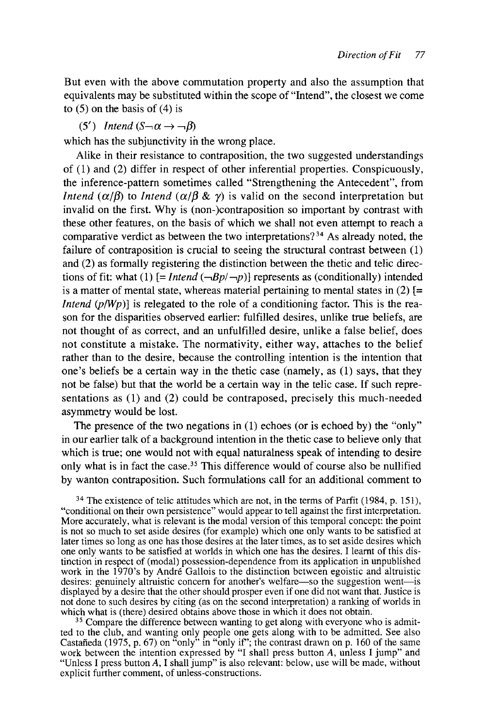But even with the above commutation property and also the assumption that equivalents may be substituted within the scope of "Intend", the closest we come to (5) on the basis of (4) is

(5′) *Intend* $(S\neg\alpha \rightarrow \neg\beta)$

which has the subjunctivity in the wrong place.

Alike in their resistance to contraposition, the two suggested understandings of (1) and (2) differ in respect of other inferential properties. Conspicuously, the inference-pattern sometimes called "Strengthening the Antecedent", from *Intend* $(\alpha/\beta)$ to *Intend* $(\alpha/\beta \ \& \ \gamma)$ is valid on the second interpretation but invalid on the first. Why is (non-)contraposition so important by contrast with these other features, on the basis of which we shall not even attempt to reach a comparative verdict as between the two interpretations?[34] As already noted, the failure of contraposition is crucial to seeing the structural contrast between (1) and (2) as formally registering the distinction between the thetic and telic directions of fit: what (1) [= *Intend* $(\neg Bp/\neg p)$] represents as (conditionally) intended is a matter of mental state, whereas material pertaining to mental states in (2) [= *Intend* $(p/Wp)$] is relegated to the role of a conditioning factor. This is the reason for the disparities observed earlier: fulfilled desires, unlike true beliefs, are not thought of as correct, and an unfulfilled desire, unlike a false belief, does not constitute a mistake. The normativity, either way, attaches to the belief rather than to the desire, because the controlling intention is the intention that one's beliefs be a certain way in the thetic case (namely, as (1) says, that they not be false) but that the world be a certain way in the telic case. If such representations as (1) and (2) could be contraposed, precisely this much-needed asymmetry would be lost.

The presence of the two negations in (1) echoes (or is echoed by) the "only" in our earlier talk of a background intention in the thetic case to believe only that which is true; one would not with equal naturalness speak of intending to desire only what is in fact the case.[35] This difference would of course also be nullified by wanton contraposition. Such formulations call for an additional comment to

[34] The existence of telic attitudes which are not, in the terms of Parfit (1984, p. 151), "conditional on their own persistence" would appear to tell against the first interpretation. More accurately, what is relevant is the modal version of this temporal concept: the point is not so much to set aside desires (for example) which one only wants to be satisfied at later times so long as one has those desires at the later times, as to set aside desires which one only wants to be satisfied at worlds in which one has the desires. I learnt of this distinction in respect of (modal) possession-dependence from its application in unpublished work in the 1970's by André Gallois to the distinction between egoistic and altruistic desires: genuinely altruistic concern for another's welfare—so the suggestion went—is displayed by a desire that the other should prosper even if one did not want that. Justice is not done to such desires by citing (as on the second interpretation) a ranking of worlds in which what is (there) desired obtains above those in which it does not obtain.

[35] Compare the difference between wanting to get along with everyone who is admitted to the club, and wanting only people one gets along with to be admitted. See also Castañeda (1975, p. 67) on "only" in "only if"; the contrast drawn on p. 160 of the same work between the intention expressed by "I shall press button *A*, unless I jump" and "Unless I press button *A*, I shall jump" is also relevant: below, use will be made, without explicit further comment, of unless-constructions.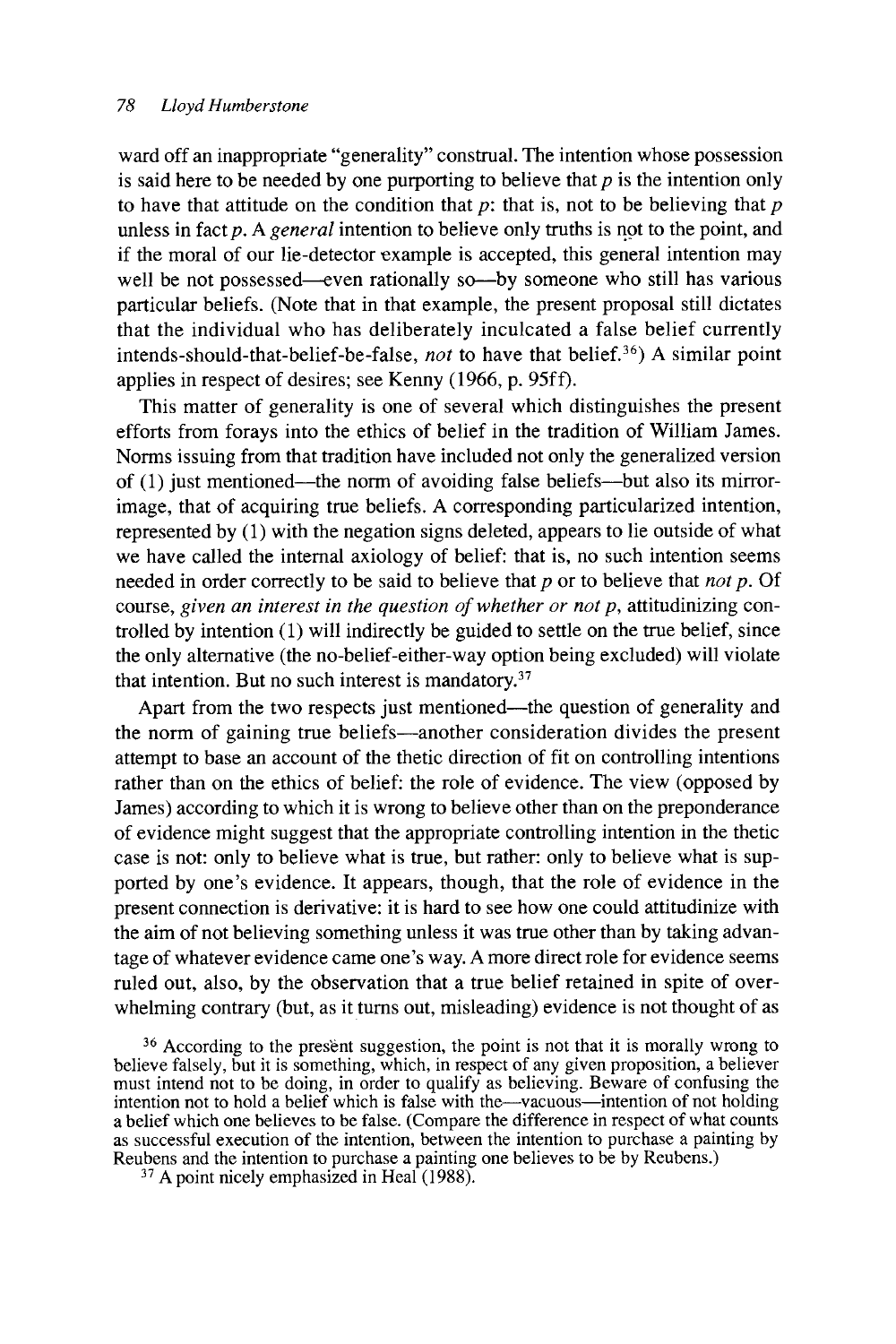ward off an inappropriate "generality" construal. The intention whose possession is said here to be needed by one purporting to believe that *p* is the intention only to have that attitude on the condition that *p*: that is, not to be believing that *p* unless in fact *p*. A *general* intention to believe only truths is not to the point, and if the moral of our lie-detector example is accepted, this general intention may well be not possessed—even rationally so—by someone who still has various particular beliefs. (Note that in that example, the present proposal still dictates that the individual who has deliberately inculcated a false belief currently intends-should-that-belief-be-false, *not* to have that belief.[36]) A similar point applies in respect of desires; see Kenny (1966, p. 95ff).

This matter of generality is one of several which distinguishes the present efforts from forays into the ethics of belief in the tradition of William James. Norms issuing from that tradition have included not only the generalized version of (1) just mentioned—the norm of avoiding false beliefs—but also its mirror-image, that of acquiring true beliefs. A corresponding particularized intention, represented by (1) with the negation signs deleted, appears to lie outside of what we have called the internal axiology of belief: that is, no such intention seems needed in order correctly to be said to believe that *p* or to believe that *not p*. Of course, *given an interest in the question of whether or not p*, attitudinizing controlled by intention (1) will indirectly be guided to settle on the true belief, since the only alternative (the no-belief-either-way option being excluded) will violate that intention. But no such interest is mandatory.[37]

Apart from the two respects just mentioned—the question of generality and the norm of gaining true beliefs—another consideration divides the present attempt to base an account of the thetic direction of fit on controlling intentions rather than on the ethics of belief: the role of evidence. The view (opposed by James) according to which it is wrong to believe other than on the preponderance of evidence might suggest that the appropriate controlling intention in the thetic case is not: only to believe what is true, but rather: only to believe what is supported by one's evidence. It appears, though, that the role of evidence in the present connection is derivative: it is hard to see how one could attitudinize with the aim of not believing something unless it was true other than by taking advantage of whatever evidence came one's way. A more direct role for evidence seems ruled out, also, by the observation that a true belief retained in spite of overwhelming contrary (but, as it turns out, misleading) evidence is not thought of as

[36] According to the present suggestion, the point is not that it is morally wrong to believe falsely, but it is something, which, in respect of any given proposition, a believer must intend not to be doing, in order to qualify as believing. Beware of confusing the intention not to hold a belief which is false with the—vacuous—intention of not holding a belief which one believes to be false. (Compare the difference in respect of what counts as successful execution of the intention, between the intention to purchase a painting by Reubens and the intention to purchase a painting one believes to be by Reubens.)

[37] A point nicely emphasized in Heal (1988).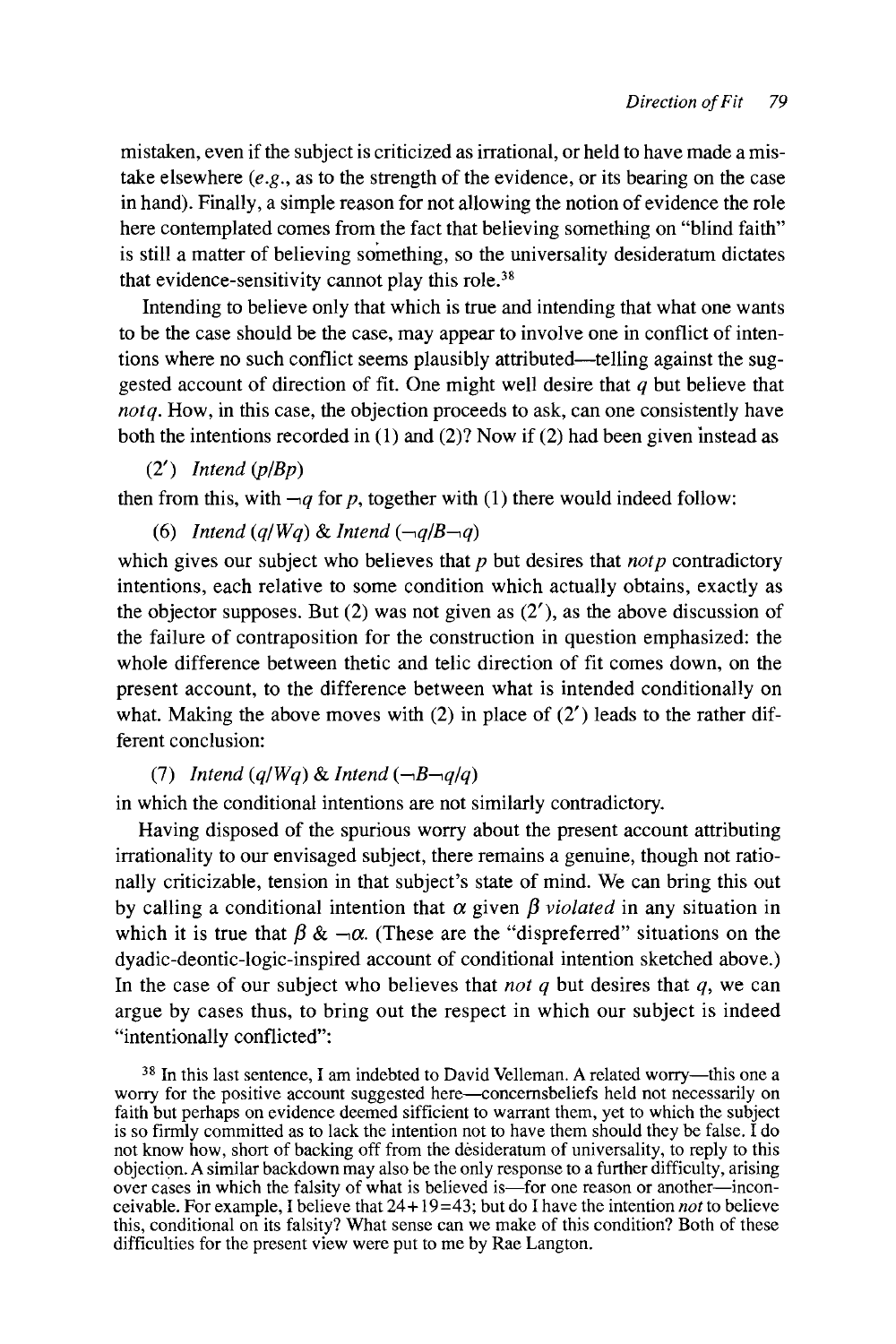mistaken, even if the subject is criticized as irrational, or held to have made a mistake elsewhere (*e.g.*, as to the strength of the evidence, or its bearing on the case in hand). Finally, a simple reason for not allowing the notion of evidence the role here contemplated comes from the fact that believing something on "blind faith" is still a matter of believing something, so the universality desideratum dictates that evidence-sensitivity cannot play this role.[38]

Intending to believe only that which is true and intending that what one wants to be the case should be the case, may appear to involve one in conflict of intentions where no such conflict seems plausibly attributed—telling against the suggested account of direction of fit. One might well desire that $q$ but believe that *not*$q$. How, in this case, the objection proceeds to ask, can one consistently have both the intentions recorded in (1) and (2)? Now if (2) had been given instead as

(2′) $Intend\ (p/Bp)$

then from this, with $\neg q$ for $p$, together with (1) there would indeed follow:

(6) $Intend\ (q/Wq)\ \&\ Intend\ (\neg q/B\neg q)$

which gives our subject who believes that $p$ but desires that *not*$p$ contradictory intentions, each relative to some condition which actually obtains, exactly as the objector supposes. But (2) was not given as (2′), as the above discussion of the failure of contraposition for the construction in question emphasized: the whole difference between thetic and telic direction of fit comes down, on the present account, to the difference between what is intended conditionally on what. Making the above moves with (2) in place of (2′) leads to the rather different conclusion:

(7) $Intend\ (q/Wq)\ \&\ Intend\ (\neg B\neg q/q)$

in which the conditional intentions are not similarly contradictory.

Having disposed of the spurious worry about the present account attributing irrationality to our envisaged subject, there remains a genuine, though not rationally criticizable, tension in that subject's state of mind. We can bring this out by calling a conditional intention that $\alpha$ given $\beta$ *violated* in any situation in which it is true that $\beta\ \&\ \neg\alpha$. (These are the "dispreferred" situations on the dyadic-deontic-logic-inspired account of conditional intention sketched above.) In the case of our subject who believes that *not* $q$ but desires that $q$, we can argue by cases thus, to bring out the respect in which our subject is indeed "intentionally conflicted":

[38] In this last sentence, I am indebted to David Velleman. A related worry—this one a worry for the positive account suggested here—concernsbeliefs held not necessarily on faith but perhaps on evidence deemed sufficient to warrant them, yet to which the subject is so firmly committed as to lack the intention not to have them should they be false. I do not know how, short of backing off from the desideratum of universality, to reply to this objection. A similar backdown may also be the only response to a further difficulty, arising over cases in which the falsity of what is believed is—for one reason or another—inconceivable. For example, I believe that 24+19=43; but do I have the intention *not* to believe this, conditional on its falsity? What sense can we make of this condition? Both of these difficulties for the present view were put to me by Rae Langton.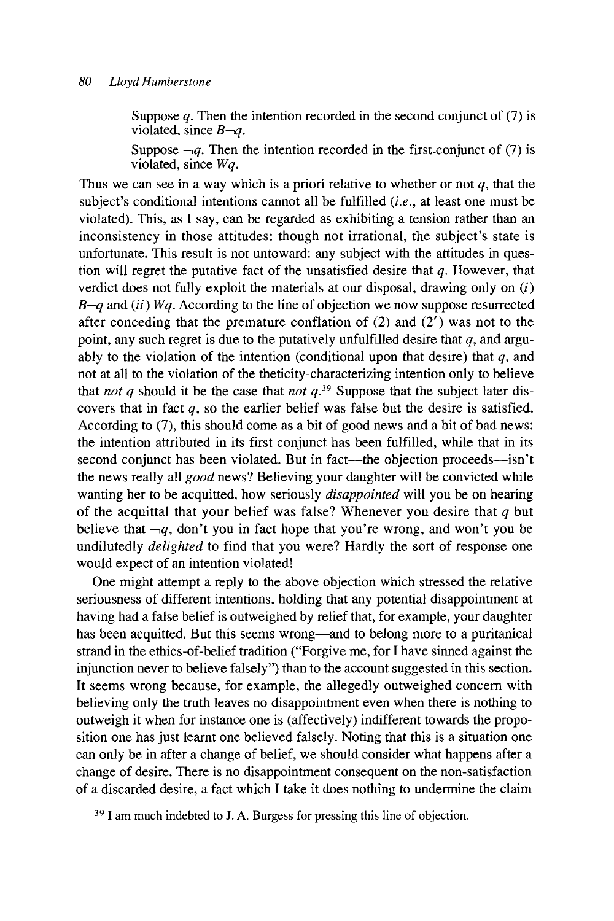Suppose $q$. Then the intention recorded in the second conjunct of (7) is violated, since $B\neg q$.

Suppose $\neg q$. Then the intention recorded in the first conjunct of (7) is violated, since $Wq$.

Thus we can see in a way which is a priori relative to whether or not $q$, that the subject's conditional intentions cannot all be fulfilled (*i.e.*, at least one must be violated). This, as I say, can be regarded as exhibiting a tension rather than an inconsistency in those attitudes: though not irrational, the subject's state is unfortunate. This result is not untoward: any subject with the attitudes in question will regret the putative fact of the unsatisfied desire that $q$. However, that verdict does not fully exploit the materials at our disposal, drawing only on (*i*) $B\neg q$ and (*ii*) $Wq$. According to the line of objection we now suppose resurrected after conceding that the premature conflation of (2) and (2′) was not to the point, any such regret is due to the putatively unfulfilled desire that $q$, and arguably to the violation of the intention (conditional upon that desire) that $q$, and not at all to the violation of the theticity-characterizing intention only to believe that *not* $q$ should it be the case that *not* $q$.[39] Suppose that the subject later discovers that in fact $q$, so the earlier belief was false but the desire is satisfied. According to (7), this should come as a bit of good news and a bit of bad news: the intention attributed in its first conjunct has been fulfilled, while that in its second conjunct has been violated. But in fact—the objection proceeds—isn't the news really all *good* news? Believing your daughter will be convicted while wanting her to be acquitted, how seriously *disappointed* will you be on hearing of the acquittal that your belief was false? Whenever you desire that $q$ but believe that $\neg q$, don't you in fact hope that you're wrong, and won't you be undilutedly *delighted* to find that you were? Hardly the sort of response one would expect of an intention violated!

One might attempt a reply to the above objection which stressed the relative seriousness of different intentions, holding that any potential disappointment at having had a false belief is outweighed by relief that, for example, your daughter has been acquitted. But this seems wrong—and to belong more to a puritanical strand in the ethics-of-belief tradition ("Forgive me, for I have sinned against the injunction never to believe falsely") than to the account suggested in this section. It seems wrong because, for example, the allegedly outweighed concern with believing only the truth leaves no disappointment even when there is nothing to outweigh it when for instance one is (affectively) indifferent towards the proposition one has just learnt one believed falsely. Noting that this is a situation one can only be in after a change of belief, we should consider what happens after a change of desire. There is no disappointment consequent on the non-satisfaction of a discarded desire, a fact which I take it does nothing to undermine the claim

[39] I am much indebted to J. A. Burgess for pressing this line of objection.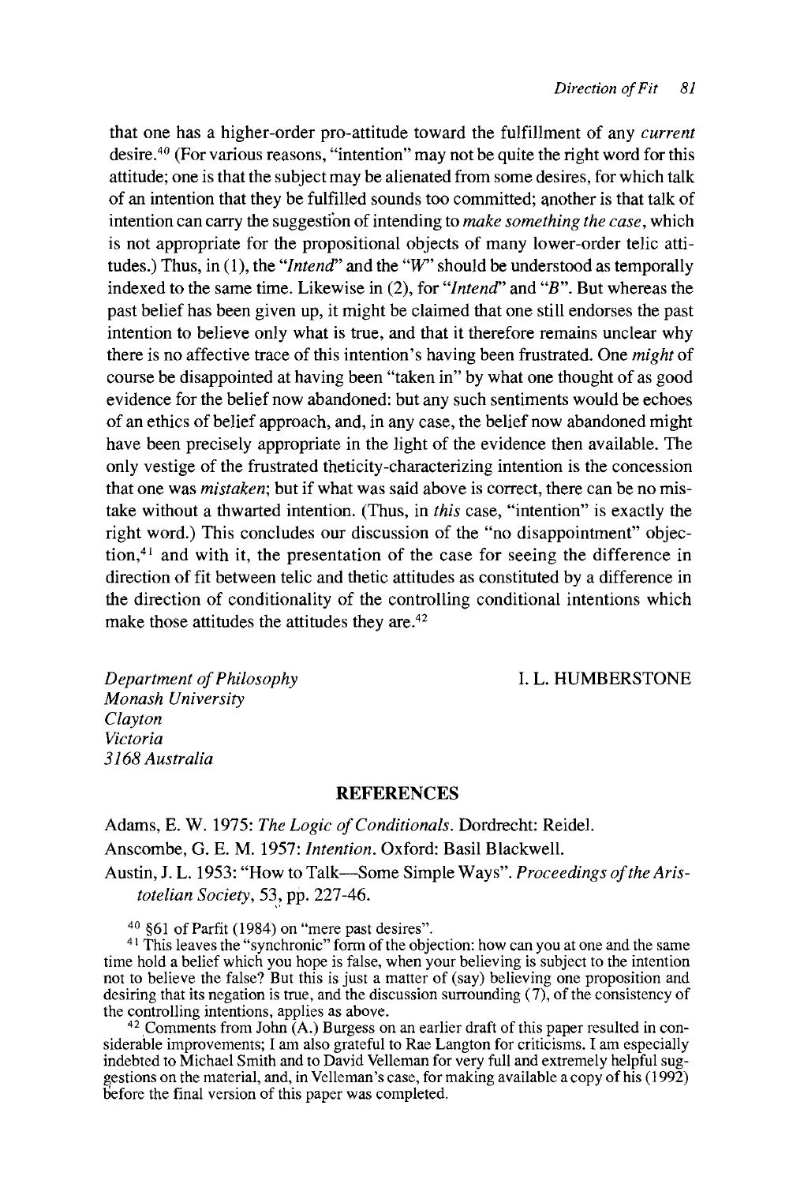that one has a higher-order pro-attitude toward the fulfillment of any *current* desire.[40] (For various reasons, "intention" may not be quite the right word for this attitude; one is that the subject may be alienated from some desires, for which talk of an intention that they be fulfilled sounds too committed; another is that talk of intention can carry the suggestion of intending to *make something the case*, which is not appropriate for the propositional objects of many lower-order telic attitudes.) Thus, in (1), the "*Intend*" and the "*W*" should be understood as temporally indexed to the same time. Likewise in (2), for "*Intend*" and "*B*". But whereas the past belief has been given up, it might be claimed that one still endorses the past intention to believe only what is true, and that it therefore remains unclear why there is no affective trace of this intention's having been frustrated. One *might* of course be disappointed at having been "taken in" by what one thought of as good evidence for the belief now abandoned: but any such sentiments would be echoes of an ethics of belief approach, and, in any case, the belief now abandoned might have been precisely appropriate in the light of the evidence then available. The only vestige of the frustrated theticity-characterizing intention is the concession that one was *mistaken*; but if what was said above is correct, there can be no mistake without a thwarted intention. (Thus, in *this* case, "intention" is exactly the right word.) This concludes our discussion of the "no disappointment" objection,[41] and with it, the presentation of the case for seeing the difference in direction of fit between telic and thetic attitudes as constituted by a difference in the direction of conditionality of the controlling conditional intentions which make those attitudes the attitudes they are.[42]

*Department of Philosophy*
*Monash University*
*Clayton*
*Victoria*
*3168 Australia*

I. L. HUMBERSTONE

## REFERENCES

Adams, E. W. 1975: *The Logic of Conditionals*. Dordrecht: Reidel.

Anscombe, G. E. M. 1957: *Intention*. Oxford: Basil Blackwell.

Austin, J. L. 1953: "How to Talk—Some Simple Ways". *Proceedings of the Aristotelian Society*, 53, pp. 227-46.

[40] §61 of Parfit (1984) on "mere past desires".

[41] This leaves the "synchronic" form of the objection: how can you at one and the same time hold a belief which you hope is false, when your believing is subject to the intention not to believe the false? But this is just a matter of (say) believing one proposition and desiring that its negation is true, and the discussion surrounding (7), of the consistency of the controlling intentions, applies as above.

[42] Comments from John (A.) Burgess on an earlier draft of this paper resulted in considerable improvements; I am also grateful to Rae Langton for criticisms. I am especially indebted to Michael Smith and to David Velleman for very full and extremely helpful suggestions on the material, and, in Velleman's case, for making available a copy of his (1992) before the final version of this paper was completed.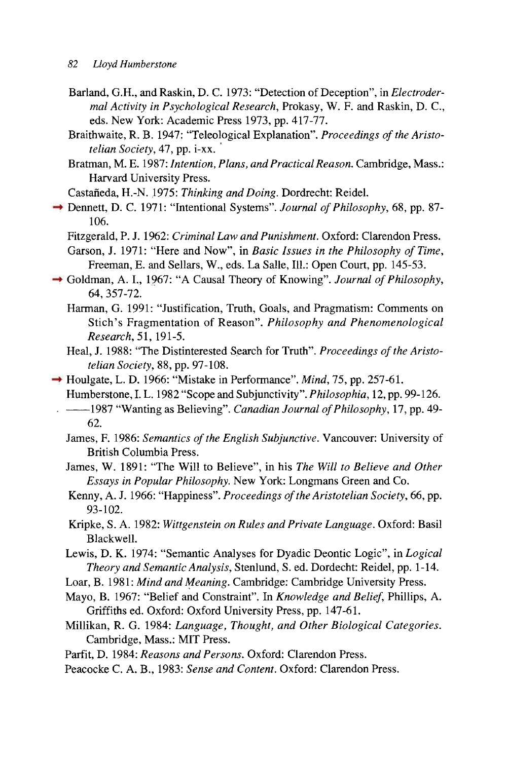Barland, G.H., and Raskin, D. C. 1973: "Detection of Deception", in *Electrodermal Activity in Psychological Research*, Prokasy, W. F. and Raskin, D. C., eds. New York: Academic Press 1973, pp. 417-77.

Braithwaite, R. B. 1947: "Teleological Explanation". *Proceedings of the Aristotelian Society*, 47, pp. i-xx.

Bratman, M. E. 1987: *Intention, Plans, and Practical Reason*. Cambridge, Mass.: Harvard University Press.

Castañeda, H.-N. 1975: *Thinking and Doing*. Dordrecht: Reidel.

→ Dennett, D. C. 1971: "Intentional Systems". *Journal of Philosophy*, 68, pp. 87-106.

Fitzgerald, P. J. 1962: *Criminal Law and Punishment*. Oxford: Clarendon Press.

Garson, J. 1971: "Here and Now", in *Basic Issues in the Philosophy of Time*, Freeman, E. and Sellars, W., eds. La Salle, Ill.: Open Court, pp. 145-53.

→ Goldman, A. I., 1967: "A Causal Theory of Knowing". *Journal of Philosophy*, 64, 357-72.

Harman, G. 1991: "Justification, Truth, Goals, and Pragmatism: Comments on Stich's Fragmentation of Reason". *Philosophy and Phenomenological Research*, 51, 191-5.

Heal, J. 1988: "The Distinterested Search for Truth". *Proceedings of the Aristotelian Society*, 88, pp. 97-108.

→ Houlgate, L. D. 1966: "Mistake in Performance". *Mind*, 75, pp. 257-61.

Humberstone, I. L. 1982 "Scope and Subjunctivity". *Philosophia*, 12, pp. 99-126.

——1987 "Wanting as Believing". *Canadian Journal of Philosophy*, 17, pp. 49-62.

James, F. 1986: *Semantics of the English Subjunctive*. Vancouver: University of British Columbia Press.

James, W. 1891: "The Will to Believe", in his *The Will to Believe and Other Essays in Popular Philosophy*. New York: Longmans Green and Co.

Kenny, A. J. 1966: "Happiness". *Proceedings of the Aristotelian Society*, 66, pp. 93-102.

Kripke, S. A. 1982: *Wittgenstein on Rules and Private Language*. Oxford: Basil Blackwell.

Lewis, D. K. 1974: "Semantic Analyses for Dyadic Deontic Logic", in *Logical Theory and Semantic Analysis*, Stenlund, S. ed. Dordecht: Reidel, pp. 1-14.

Loar, B. 1981: *Mind and Meaning*. Cambridge: Cambridge University Press.

Mayo, B. 1967: "Belief and Constraint". In *Knowledge and Belief*, Phillips, A. Griffiths ed. Oxford: Oxford University Press, pp. 147-61.

Millikan, R. G. 1984: *Language, Thought, and Other Biological Categories*. Cambridge, Mass.: MIT Press.

Parfit, D. 1984: *Reasons and Persons*. Oxford: Clarendon Press.

Peacocke C. A. B., 1983: *Sense and Content*. Oxford: Clarendon Press.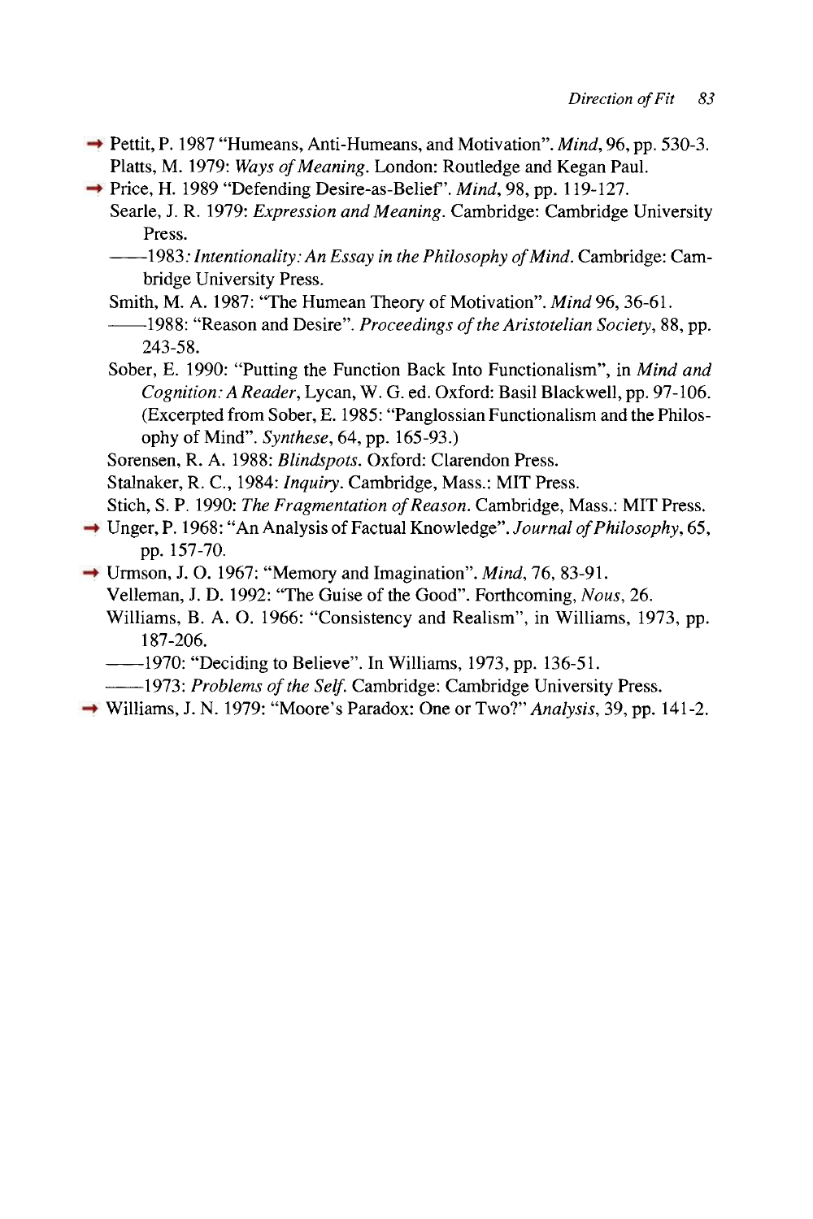→ Pettit, P. 1987 "Humeans, Anti-Humeans, and Motivation". *Mind*, 96, pp. 530-3.

Platts, M. 1979: *Ways of Meaning*. London: Routledge and Kegan Paul.

→ Price, H. 1989 "Defending Desire-as-Belief". *Mind*, 98, pp. 119-127.

Searle, J. R. 1979: *Expression and Meaning*. Cambridge: Cambridge University Press.

——1983: *Intentionality: An Essay in the Philosophy of Mind*. Cambridge: Cambridge University Press.

Smith, M. A. 1987: "The Humean Theory of Motivation". *Mind* 96, 36-61.

——1988: "Reason and Desire". *Proceedings of the Aristotelian Society*, 88, pp. 243-58.

Sober, E. 1990: "Putting the Function Back Into Functionalism", in *Mind and Cognition: A Reader*, Lycan, W. G. ed. Oxford: Basil Blackwell, pp. 97-106. (Excerpted from Sober, E. 1985: "Panglossian Functionalism and the Philosophy of Mind". *Synthese*, 64, pp. 165-93.)

Sorensen, R. A. 1988: *Blindspots*. Oxford: Clarendon Press.

Stalnaker, R. C., 1984: *Inquiry*. Cambridge, Mass.: MIT Press.

Stich, S. P. 1990: *The Fragmentation of Reason*. Cambridge, Mass.: MIT Press.

→ Unger, P. 1968: "An Analysis of Factual Knowledge". *Journal of Philosophy*, 65, pp. 157-70.

→ Urmson, J. O. 1967: "Memory and Imagination". *Mind*, 76, 83-91.

Velleman, J. D. 1992: "The Guise of the Good". Forthcoming, *Nous*, 26.

Williams, B. A. O. 1966: "Consistency and Realism", in Williams, 1973, pp. 187-206.

——1970: "Deciding to Believe". In Williams, 1973, pp. 136-51.

——1973: *Problems of the Self*. Cambridge: Cambridge University Press.

→ Williams, J. N. 1979: "Moore's Paradox: One or Two?" *Analysis*, 39, pp. 141-2.